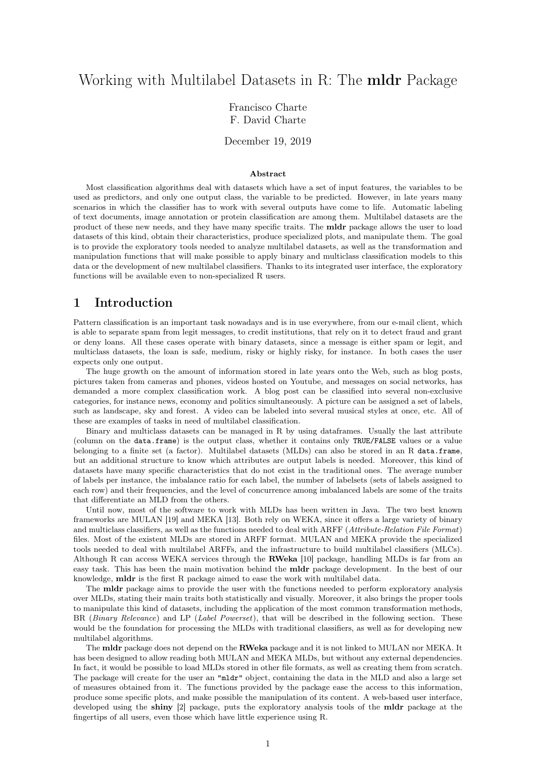# Working with Multilabel Datasets in R: The **mldr** Package

Francisco Charte
F. David Charte

December 19, 2019

**Abstract**

Most classification algorithms deal with datasets which have a set of input features, the variables to be used as predictors, and only one output class, the variable to be predicted. However, in late years many scenarios in which the classifier has to work with several outputs have come to life. Automatic labeling of text documents, image annotation or protein classification are among them. Multilabel datasets are the product of these new needs, and they have many specific traits. The **mldr** package allows the user to load datasets of this kind, obtain their characteristics, produce specialized plots, and manipulate them. The goal is to provide the exploratory tools needed to analyze multilabel datasets, as well as the transformation and manipulation functions that will make possible to apply binary and multiclass classification models to this data or the development of new multilabel classifiers. Thanks to its integrated user interface, the exploratory functions will be available even to non-specialized R users.

## 1 Introduction

Pattern classification is an important task nowadays and is in use everywhere, from our e-mail client, which is able to separate spam from legit messages, to credit institutions, that rely on it to detect fraud and grant or deny loans. All these cases operate with binary datasets, since a message is either spam or legit, and multiclass datasets, the loan is safe, medium, risky or highly risky, for instance. In both cases the user expects only one output.

The huge growth on the amount of information stored in late years onto the Web, such as blog posts, pictures taken from cameras and phones, videos hosted on Youtube, and messages on social networks, has demanded a more complex classification work. A blog post can be classified into several non-exclusive categories, for instance news, economy and politics simultaneously. A picture can be assigned a set of labels, such as landscape, sky and forest. A video can be labeled into several musical styles at once, etc. All of these are examples of tasks in need of multilabel classification.

Binary and multiclass datasets can be managed in R by using dataframes. Usually the last attribute (column on the `data.frame`) is the output class, whether it contains only `TRUE/FALSE` values or a value belonging to a finite set (a factor). Multilabel datasets (MLDs) can also be stored in an R `data.frame`, but an additional structure to know which attributes are output labels is needed. Moreover, this kind of datasets have many specific characteristics that do not exist in the traditional ones. The average number of labels per instance, the imbalance ratio for each label, the number of labelsets (sets of labels assigned to each row) and their frequencies, and the level of concurrence among imbalanced labels are some of the traits that differentiate an MLD from the others.

Until now, most of the software to work with MLDs has been written in Java. The two best known frameworks are MULAN [19] and MEKA [13]. Both rely on WEKA, since it offers a large variety of binary and multiclass classifiers, as well as the functions needed to deal with ARFF (*Attribute-Relation File Format*) files. Most of the existent MLDs are stored in ARFF format. MULAN and MEKA provide the specialized tools needed to deal with multilabel ARFFs, and the infrastructure to build multilabel classifiers (MLCs). Although R can access WEKA services through the **RWeka** [10] package, handling MLDs is far from an easy task. This has been the main motivation behind the **mldr** package development. In the best of our knowledge, **mldr** is the first R package aimed to ease the work with multilabel data.

The **mldr** package aims to provide the user with the functions needed to perform exploratory analysis over MLDs, stating their main traits both statistically and visually. Moreover, it also brings the proper tools to manipulate this kind of datasets, including the application of the most common transformation methods, BR (*Binary Relevance*) and LP (*Label Powerset*), that will be described in the following section. These would be the foundation for processing the MLDs with traditional classifiers, as well as for developing new multilabel algorithms.

The **mldr** package does not depend on the **RWeka** package and it is not linked to MULAN nor MEKA. It has been designed to allow reading both MULAN and MEKA MLDs, but without any external dependencies. In fact, it would be possible to load MLDs stored in other file formats, as well as creating them from scratch. The package will create for the user an `"mldr"` object, containing the data in the MLD and also a large set of measures obtained from it. The functions provided by the package ease the access to this information, produce some specific plots, and make possible the manipulation of its content. A web-based user interface, developed using the **shiny** [2] package, puts the exploratory analysis tools of the **mldr** package at the fingertips of all users, even those which have little experience using R.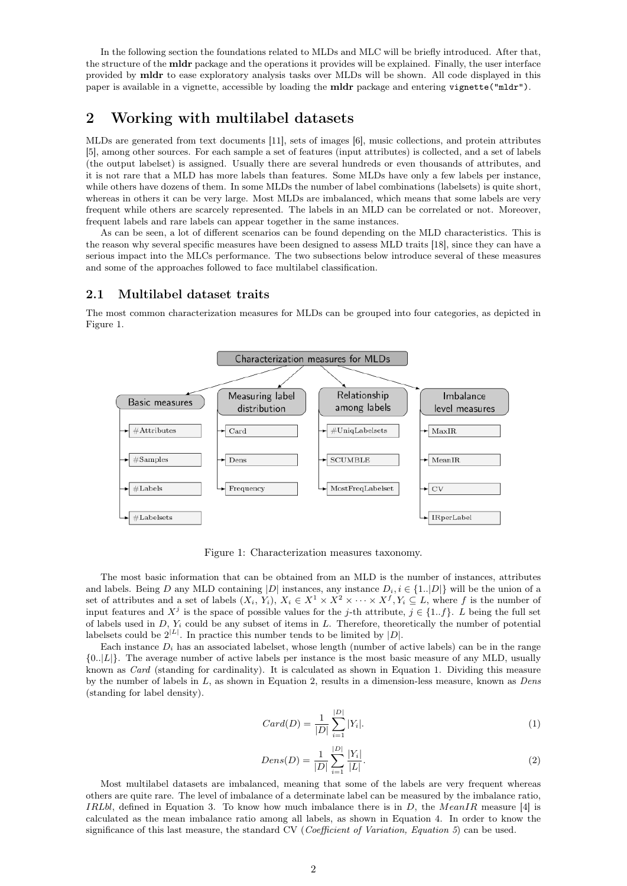In the following section the foundations related to MLDs and MLC will be briefly introduced. After that, the structure of the **mldr** package and the operations it provides will be explained. Finally, the user interface provided by **mldr** to ease exploratory analysis tasks over MLDs will be shown. All code displayed in this paper is available in a vignette, accessible by loading the **mldr** package and entering `vignette("mldr")`.

# 2 Working with multilabel datasets

MLDs are generated from text documents [11], sets of images [6], music collections, and protein attributes [5], among other sources. For each sample a set of features (input attributes) is collected, and a set of labels (the output labelset) is assigned. Usually there are several hundreds or even thousands of attributes, and it is not rare that a MLD has more labels than features. Some MLDs have only a few labels per instance, while others have dozens of them. In some MLDs the number of label combinations (labelsets) is quite short, whereas in others it can be very large. Most MLDs are imbalanced, which means that some labels are very frequent while others are scarcely represented. The labels in an MLD can be correlated or not. Moreover, frequent labels and rare labels can appear together in the same instances.

As can be seen, a lot of different scenarios can be found depending on the MLD characteristics. This is the reason why several specific measures have been designed to assess MLD traits [18], since they can have a serious impact into the MLCs performance. The two subsections below introduce several of these measures and some of the approaches followed to face multilabel classification.

## 2.1 Multilabel dataset traits

The most common characterization measures for MLDs can be grouped into four categories, as depicted in Figure 1.

Characterization measures for MLDs

- Basic measures: #Attributes, #Samples, #Labels, #Labelsets
- Measuring label distribution: Card, Dens, Frequency
- Relationship among labels: #UniqLabelsets, SCUMBLE, MostFreqLabelset
- Imbalance level measures: MaxIR, MeanIR, CV, IRperLabel

Figure 1: Characterization measures taxonomy.

The most basic information that can be obtained from an MLD is the number of instances, attributes and labels. Being $D$ any MLD containing $|D|$ instances, any instance $D_i, i \in \{1..|D|\}$ will be the union of a set of attributes and a set of labels $(X_i, Y_i)$, $X_i \in X^1 \times X^2 \times \cdots \times X^f, Y_i \subseteq L$, where $f$ is the number of input features and $X^j$ is the space of possible values for the $j$-th attribute, $j \in \{1..f\}$. $L$ being the full set of labels used in $D$, $Y_i$ could be any subset of items in $L$. Therefore, theoretically the number of potential labelsets could be $2^{|L|}$. In practice this number tends to be limited by $|D|$.

Each instance $D_i$ has an associated labelset, whose length (number of active labels) can be in the range $\{0..|L|\}$. The average number of active labels per instance is the most basic measure of any MLD, usually known as *Card* (standing for cardinality). It is calculated as shown in Equation 1. Dividing this measure by the number of labels in $L$, as shown in Equation 2, results in a dimension-less measure, known as *Dens* (standing for label density).

$$Card(D) = \frac{1}{|D|} \sum_{i=1}^{|D|} |Y_i|. \tag{1}$$

$$Dens(D) = \frac{1}{|D|} \sum_{i=1}^{|D|} \frac{|Y_i|}{|L|}. \tag{2}$$

Most multilabel datasets are imbalanced, meaning that some of the labels are very frequent whereas others are quite rare. The level of imbalance of a determinate label can be measured by the imbalance ratio, $IRLbl$, defined in Equation 3. To know how much imbalance there is in $D$, the $MeanIR$ measure [4] is calculated as the mean imbalance ratio among all labels, as shown in Equation 4. In order to know the significance of this last measure, the standard CV (*Coefficient of Variation, Equation 5*) can be used.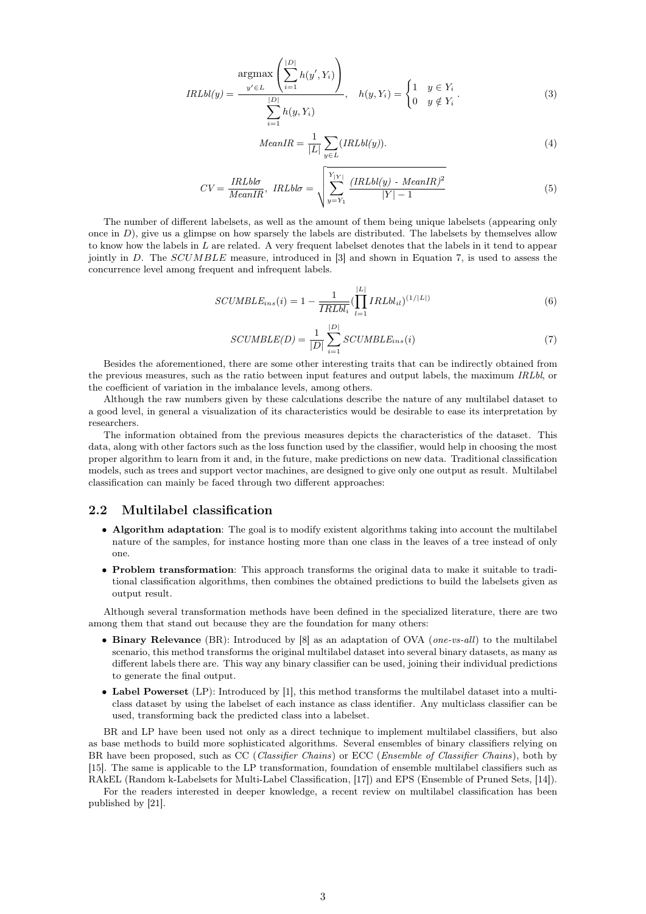$$IRLbl(y) = \frac{\underset{y' \in L}{\operatorname{argmax}} \left( \sum_{i=1}^{|D|} h(y', Y_i) \right)}{\sum_{i=1}^{|D|} h(y, Y_i)}, \quad h(y, Y_i) = \begin{cases} 1 & y \in Y_i \\ 0 & y \notin Y_i \end{cases}. \tag{3}$$

$$MeanIR = \frac{1}{|L|} \sum_{y \in L} (IRLbl(y)). \tag{4}$$

$$CV = \frac{IRLbl\sigma}{MeanIR}, \; IRLbl\sigma = \sqrt{\sum_{y=Y_1}^{Y_{|Y|}} \frac{(IRLbl(y) \text{ - } MeanIR)^2}{|Y| - 1}} \tag{5}$$

The number of different labelsets, as well as the amount of them being unique labelsets (appearing only once in $D$), give us a glimpse on how sparsely the labels are distributed. The labelsets by themselves allow to know how the labels in $L$ are related. A very frequent labelset denotes that the labels in it tend to appear jointly in $D$. The *SCUMBLE* measure, introduced in [3] and shown in Equation 7, is used to assess the concurrence level among frequent and infrequent labels.

$$SCUMBLE_{ins}(i) = 1 - \frac{1}{\overline{IRLbl_i}} (\prod_{l=1}^{|L|} IRLbl_{il})^{(1/|L|)} \tag{6}$$

$$SCUMBLE(D) = \frac{1}{|D|} \sum_{i=1}^{|D|} SCUMBLE_{ins}(i) \tag{7}$$

Besides the aforementioned, there are some other interesting traits that can be indirectly obtained from the previous measures, such as the ratio between input features and output labels, the maximum *IRLbl*, or the coefficient of variation in the imbalance levels, among others.

Although the raw numbers given by these calculations describe the nature of any multilabel dataset to a good level, in general a visualization of its characteristics would be desirable to ease its interpretation by researchers.

The information obtained from the previous measures depicts the characteristics of the dataset. This data, along with other factors such as the loss function used by the classifier, would help in choosing the most proper algorithm to learn from it and, in the future, make predictions on new data. Traditional classification models, such as trees and support vector machines, are designed to give only one output as result. Multilabel classification can mainly be faced through two different approaches:

## 2.2 Multilabel classification

- **Algorithm adaptation**: The goal is to modify existent algorithms taking into account the multilabel nature of the samples, for instance hosting more than one class in the leaves of a tree instead of only one.
- **Problem transformation**: This approach transforms the original data to make it suitable to traditional classification algorithms, then combines the obtained predictions to build the labelsets given as output result.

Although several transformation methods have been defined in the specialized literature, there are two among them that stand out because they are the foundation for many others:

- **Binary Relevance** (BR): Introduced by [8] as an adaptation of OVA (*one-vs-all*) to the multilabel scenario, this method transforms the original multilabel dataset into several binary datasets, as many as different labels there are. This way any binary classifier can be used, joining their individual predictions to generate the final output.
- **Label Powerset** (LP): Introduced by [1], this method transforms the multilabel dataset into a multiclass dataset by using the labelset of each instance as class identifier. Any multiclass classifier can be used, transforming back the predicted class into a labelset.

BR and LP have been used not only as a direct technique to implement multilabel classifiers, but also as base methods to build more sophisticated algorithms. Several ensembles of binary classifiers relying on BR have been proposed, such as CC (*Classifier Chains*) or ECC (*Ensemble of Classifier Chains*), both by [15]. The same is applicable to the LP transformation, foundation of ensemble multilabel classifiers such as RAkEL (Random k-Labelsets for Multi-Label Classification, [17]) and EPS (Ensemble of Pruned Sets, [14]).

For the readers interested in deeper knowledge, a recent review on multilabel classification has been published by [21].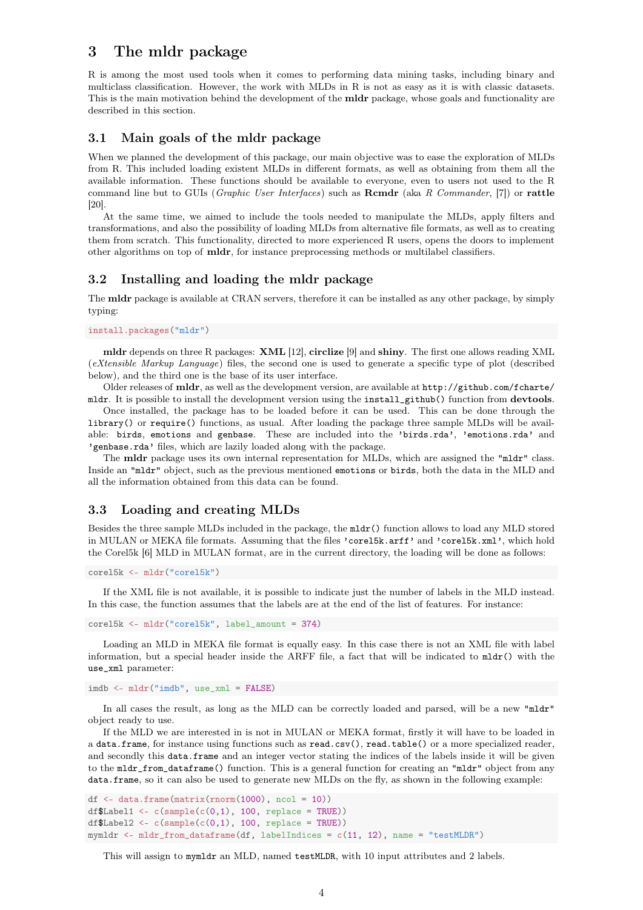# 3 The mldr package

R is among the most used tools when it comes to performing data mining tasks, including binary and multiclass classification. However, the work with MLDs in R is not as easy as it is with classic datasets. This is the main motivation behind the development of the **mldr** package, whose goals and functionality are described in this section.

## 3.1 Main goals of the mldr package

When we planned the development of this package, our main objective was to ease the exploration of MLDs from R. This included loading existent MLDs in different formats, as well as obtaining from them all the available information. These functions should be available to everyone, even to users not used to the R command line but to GUIs (*Graphic User Interfaces*) such as **Rcmdr** (aka *R Commander*, [7]) or **rattle** [20].

At the same time, we aimed to include the tools needed to manipulate the MLDs, apply filters and transformations, and also the possibility of loading MLDs from alternative file formats, as well as to creating them from scratch. This functionality, directed to more experienced R users, opens the doors to implement other algorithms on top of **mldr**, for instance preprocessing methods or multilabel classifiers.

## 3.2 Installing and loading the mldr package

The **mldr** package is available at CRAN servers, therefore it can be installed as any other package, by simply typing:

```
install.packages("mldr")
```

**mldr** depends on three R packages: **XML** [12], **circlize** [9] and **shiny**. The first one allows reading XML (*eXtensible Markup Language*) files, the second one is used to generate a specific type of plot (described below), and the third one is the base of its user interface.

Older releases of **mldr**, as well as the development version, are available at `http://github.com/fcharte/mldr`. It is possible to install the development version using the `install_github()` function from **devtools**.

Once installed, the package has to be loaded before it can be used. This can be done through the `library()` or `require()` functions, as usual. After loading the package three sample MLDs will be available: `birds`, `emotions` and `genbase`. These are included into the `'birds.rda'`, `'emotions.rda'` and `'genbase.rda'` files, which are lazily loaded along with the package.

The **mldr** package uses its own internal representation for MLDs, which are assigned the `"mldr"` class. Inside an `"mldr"` object, such as the previous mentioned `emotions` or `birds`, both the data in the MLD and all the information obtained from this data can be found.

## 3.3 Loading and creating MLDs

Besides the three sample MLDs included in the package, the `mldr()` function allows to load any MLD stored in MULAN or MEKA file formats. Assuming that the files `'corel5k.arff'` and `'corel5k.xml'`, which hold the Corel5k [6] MLD in MULAN format, are in the current directory, the loading will be done as follows:

```
corel5k <- mldr("corel5k")
```

If the XML file is not available, it is possible to indicate just the number of labels in the MLD instead. In this case, the function assumes that the labels are at the end of the list of features. For instance:

```
corel5k <- mldr("corel5k", label_amount = 374)
```

Loading an MLD in MEKA file format is equally easy. In this case there is not an XML file with label information, but a special header inside the ARFF file, a fact that will be indicated to `mldr()` with the `use_xml` parameter:

```
imdb <- mldr("imdb", use_xml = FALSE)
```

In all cases the result, as long as the MLD can be correctly loaded and parsed, will be a new `"mldr"` object ready to use.

If the MLD we are interested in is not in MULAN or MEKA format, firstly it will have to be loaded in a `data.frame`, for instance using functions such as `read.csv()`, `read.table()` or a more specialized reader, and secondly this `data.frame` and an integer vector stating the indices of the labels inside it will be given to the `mldr_from_dataframe()` function. This is a general function for creating an `"mldr"` object from any `data.frame`, so it can also be used to generate new MLDs on the fly, as shown in the following example:

```
df <- data.frame(matrix(rnorm(1000), ncol = 10))
df$Label1 <- c(sample(c(0,1), 100, replace = TRUE))
df$Label2 <- c(sample(c(0,1), 100, replace = TRUE))
mymldr <- mldr_from_dataframe(df, labelIndices = c(11, 12), name = "testMLDR")
```

This will assign to `mymldr` an MLD, named `testMLDR`, with 10 input attributes and 2 labels.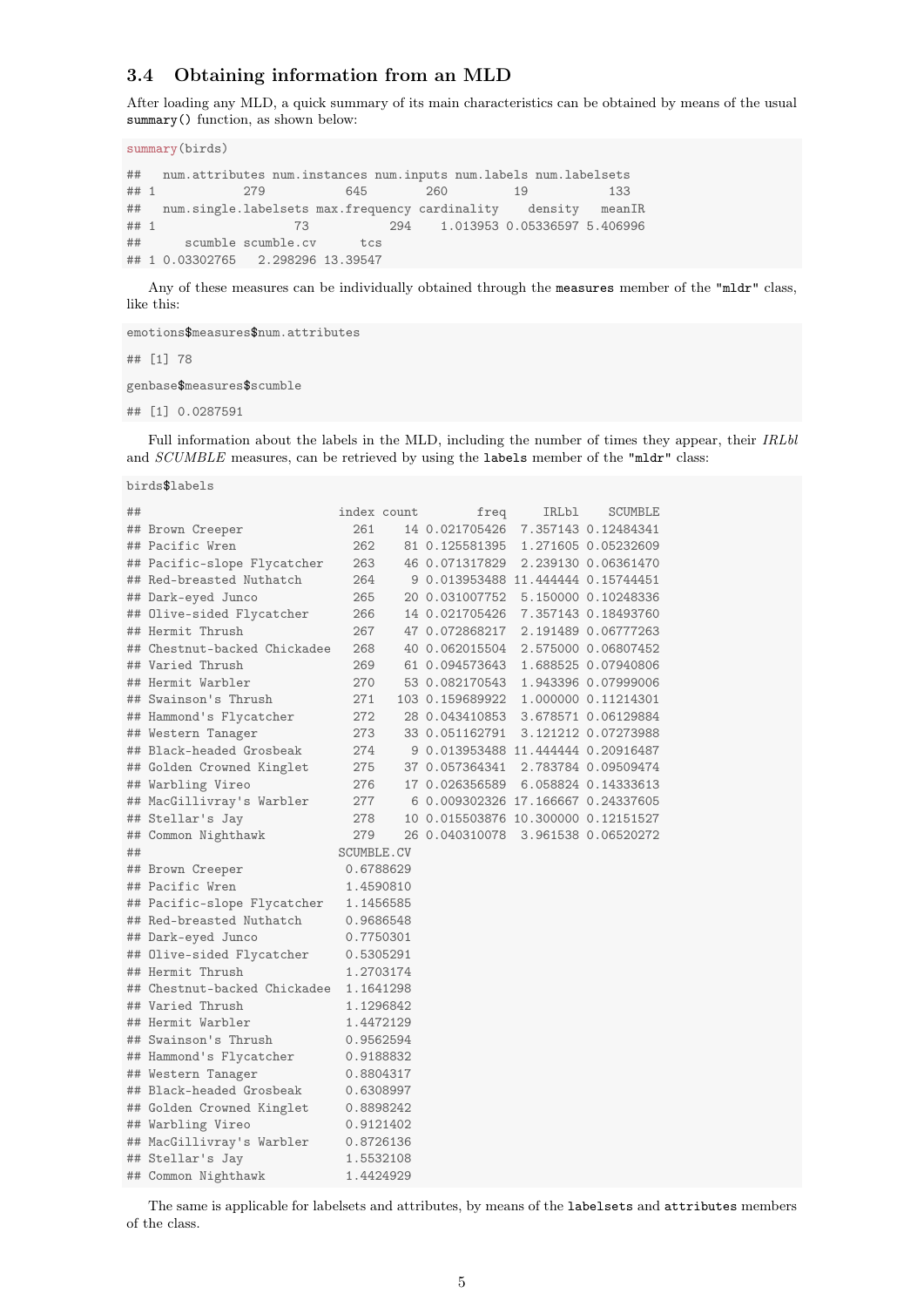### 3.4 Obtaining information from an MLD

After loading any MLD, a quick summary of its main characteristics can be obtained by means of the usual `summary()` function, as shown below:

```
summary(birds)
```

```
##   num.attributes num.instances num.inputs num.labels num.labelsets
## 1            279           645        260         19           133
##   num.single.labelsets max.frequency cardinality    density   meanIR
## 1                   73           294    1.013953 0.05336597 5.406996
##      scumble scumble.cv      tcs
## 1 0.03302765   2.298296 13.39547
```

Any of these measures can be individually obtained through the `measures` member of the `"mldr"` class, like this:

```
emotions$measures$num.attributes
```

```
## [1] 78
```

```
genbase$measures$scumble
```

```
## [1] 0.0287591
```

Full information about the labels in the MLD, including the number of times they appear, their *IRLbl* and *SCUMBLE* measures, can be retrieved by using the `labels` member of the `"mldr"` class:

```
birds$labels
```

```
##                          index count        freq     IRLbl    SCUMBLE
## Brown Creeper              261    14 0.021705426  7.357143 0.12484341
## Pacific Wren               262    81 0.125581395  1.271605 0.05232609
## Pacific-slope Flycatcher   263    46 0.071317829  2.239130 0.06361470
## Red-breasted Nuthatch      264     9 0.013953488 11.444444 0.15744451
## Dark-eyed Junco            265    20 0.031007752  5.150000 0.10248336
## Olive-sided Flycatcher     266    14 0.021705426  7.357143 0.18493760
## Hermit Thrush              267    47 0.072868217  2.191489 0.06777263
## Chestnut-backed Chickadee  268    40 0.062015504  2.575000 0.06807452
## Varied Thrush              269    61 0.094573643  1.688525 0.07940806
## Hermit Warbler             270    53 0.082170543  1.943396 0.07999006
## Swainson's Thrush          271   103 0.159689922  1.000000 0.11214301
## Hammond's Flycatcher       272    28 0.043410853  3.678571 0.06129884
## Western Tanager            273    33 0.051162791  3.121212 0.07273988
## Black-headed Grosbeak      274     9 0.013953488 11.444444 0.20916487
## Golden Crowned Kinglet     275    37 0.057364341  2.783784 0.09509474
## Warbling Vireo             276    17 0.026356589  6.058824 0.14333613
## MacGillivray's Warbler     277     6 0.009302326 17.166667 0.24337605
## Stellar's Jay              278    10 0.015503876 10.300000 0.12151527
## Common Nighthawk           279    26 0.040310078  3.961538 0.06520272
##                          SCUMBLE.CV
## Brown Creeper             0.6788629
## Pacific Wren              1.4590810
## Pacific-slope Flycatcher  1.1456585
## Red-breasted Nuthatch     0.9686548
## Dark-eyed Junco           0.7750301
## Olive-sided Flycatcher    0.5305291
## Hermit Thrush             1.2703174
## Chestnut-backed Chickadee 1.1641298
## Varied Thrush             1.1296842
## Hermit Warbler            1.4472129
## Swainson's Thrush         0.9562594
## Hammond's Flycatcher      0.9188832
## Western Tanager           0.8804317
## Black-headed Grosbeak     0.6308997
## Golden Crowned Kinglet    0.8898242
## Warbling Vireo            0.9121402
## MacGillivray's Warbler    0.8726136
## Stellar's Jay             1.5532108
## Common Nighthawk          1.4424929
```

The same is applicable for labelsets and attributes, by means of the `labelsets` and `attributes` members of the class.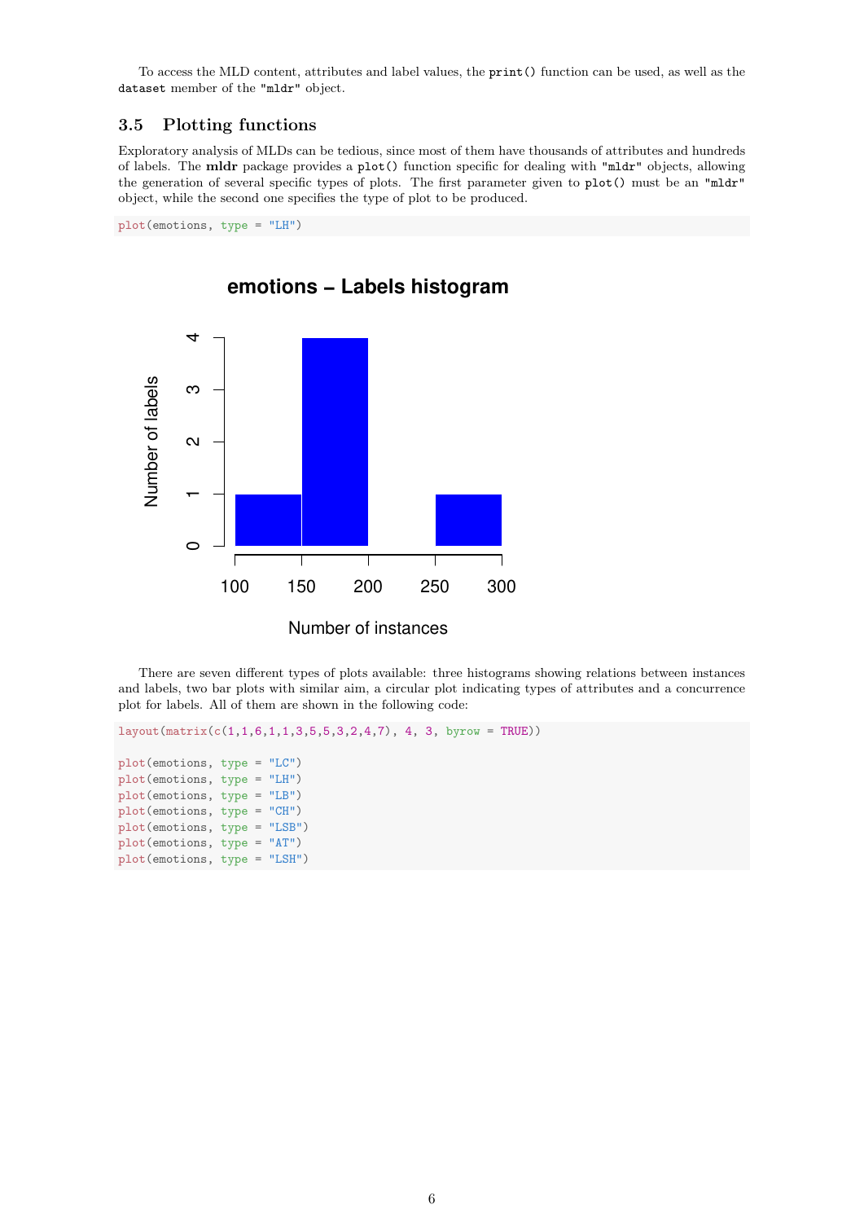To access the MLD content, attributes and label values, the `print()` function can be used, as well as the `dataset` member of the `"mldr"` object.

### 3.5 Plotting functions

Exploratory analysis of MLDs can be tedious, since most of them have thousands of attributes and hundreds of labels. The **mldr** package provides a `plot()` function specific for dealing with `"mldr"` objects, allowing the generation of several specific types of plots. The first parameter given to `plot()` must be an `"mldr"` object, while the second one specifies the type of plot to be produced.

```
plot(emotions, type = "LH")
```

There are seven different types of plots available: three histograms showing relations between instances and labels, two bar plots with similar aim, a circular plot indicating types of attributes and a concurrence plot for labels. All of them are shown in the following code:

```
layout(matrix(c(1,1,6,1,1,3,5,5,3,2,4,7), 4, 3, byrow = TRUE))

plot(emotions, type = "LC")
plot(emotions, type = "LH")
plot(emotions, type = "LB")
plot(emotions, type = "CH")
plot(emotions, type = "LSB")
plot(emotions, type = "AT")
plot(emotions, type = "LSH")
```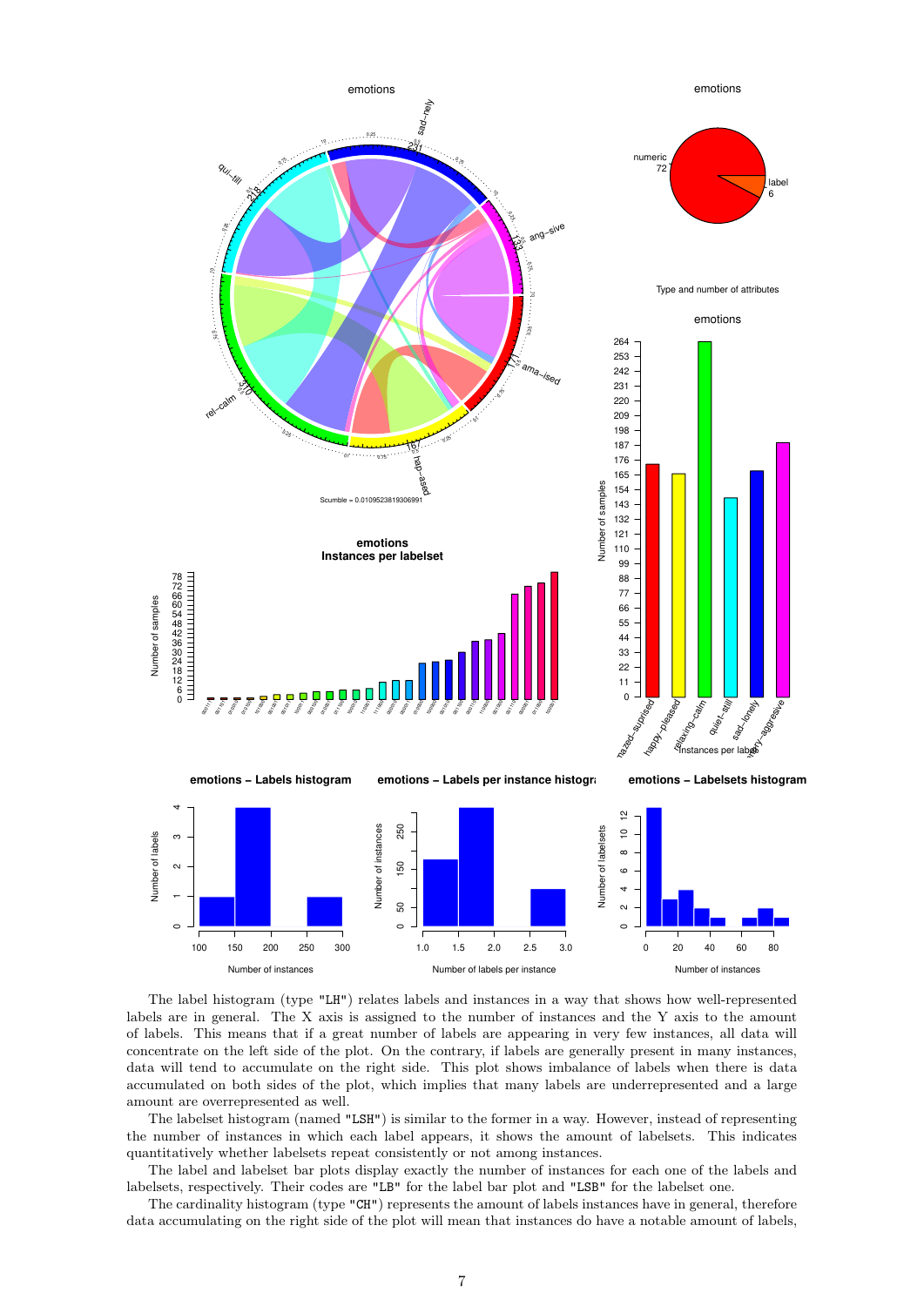The label histogram (type "LH") relates labels and instances in a way that shows how well-represented labels are in general. The X axis is assigned to the number of instances and the Y axis to the amount of labels. This means that if a great number of labels are appearing in very few instances, all data will concentrate on the left side of the plot. On the contrary, if labels are generally present in many instances, data will tend to accumulate on the right side. This plot shows imbalance of labels when there is data accumulated on both sides of the plot, which implies that many labels are underrepresented and a large amount are overrepresented as well.

The labelset histogram (named "LSH") is similar to the former in a way. However, instead of representing the number of instances in which each label appears, it shows the amount of labelsets. This indicates quantitatively whether labelsets repeat consistently or not among instances.

The label and labelset bar plots display exactly the number of instances for each one of the labels and labelsets, respectively. Their codes are "LB" for the label bar plot and "LSB" for the labelset one.

The cardinality histogram (type "CH") represents the amount of labels instances have in general, therefore data accumulating on the right side of the plot will mean that instances do have a notable amount of labels,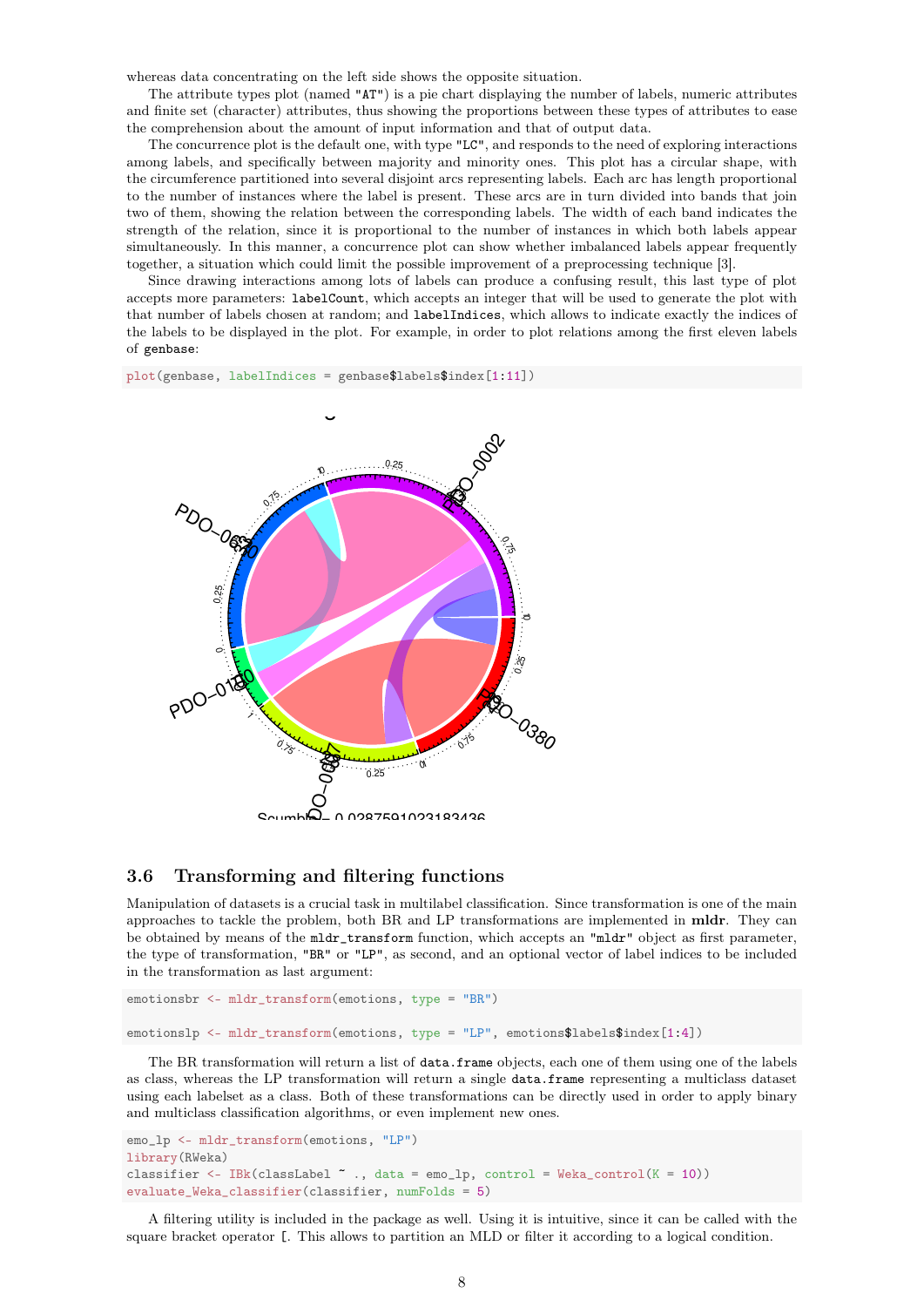whereas data concentrating on the left side shows the opposite situation.

The attribute types plot (named "AT") is a pie chart displaying the number of labels, numeric attributes and finite set (character) attributes, thus showing the proportions between these types of attributes to ease the comprehension about the amount of input information and that of output data.

The concurrence plot is the default one, with type "LC", and responds to the need of exploring interactions among labels, and specifically between majority and minority ones. This plot has a circular shape, with the circumference partitioned into several disjoint arcs representing labels. Each arc has length proportional to the number of instances where the label is present. These arcs are in turn divided into bands that join two of them, showing the relation between the corresponding labels. The width of each band indicates the strength of the relation, since it is proportional to the number of instances in which both labels appear simultaneously. In this manner, a concurrence plot can show whether imbalanced labels appear frequently together, a situation which could limit the possible improvement of a preprocessing technique [3].

Since drawing interactions among lots of labels can produce a confusing result, this last type of plot accepts more parameters: `labelCount`, which accepts an integer that will be used to generate the plot with that number of labels chosen at random; and `labelIndices`, which allows to indicate exactly the indices of the labels to be displayed in the plot. For example, in order to plot relations among the first eleven labels of `genbase`:

```
plot(genbase, labelIndices = genbase$labels$index[1:11])
```

## 3.6 Transforming and filtering functions

Manipulation of datasets is a crucial task in multilabel classification. Since transformation is one of the main approaches to tackle the problem, both BR and LP transformations are implemented in **mldr**. They can be obtained by means of the `mldr_transform` function, which accepts an "mldr" object as first parameter, the type of transformation, "BR" or "LP", as second, and an optional vector of label indices to be included in the transformation as last argument:

```
emotionsbr <- mldr_transform(emotions, type = "BR")

emotionslp <- mldr_transform(emotions, type = "LP", emotions$labels$index[1:4])
```

The BR transformation will return a list of `data.frame` objects, each one of them using one of the labels as class, whereas the LP transformation will return a single `data.frame` representing a multiclass dataset using each labelset as a class. Both of these transformations can be directly used in order to apply binary and multiclass classification algorithms, or even implement new ones.

```
emo_lp <- mldr_transform(emotions, "LP")
library(RWeka)
classifier <- IBk(classLabel ~ ., data = emo_lp, control = Weka_control(K = 10))
evaluate_Weka_classifier(classifier, numFolds = 5)
```

A filtering utility is included in the package as well. Using it is intuitive, since it can be called with the square bracket operator `[`. This allows to partition an MLD or filter it according to a logical condition.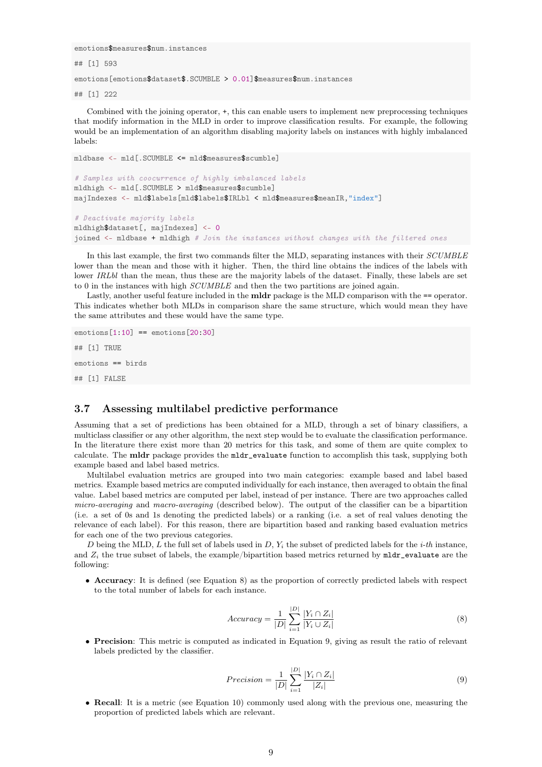```
emotions$measures$num.instances
## [1] 593
emotions[emotions$dataset$.SCUMBLE > 0.01]$measures$num.instances
## [1] 222
```

Combined with the joining operator, +, this can enable users to implement new preprocessing techniques that modify information in the MLD in order to improve classification results. For example, the following would be an implementation of an algorithm disabling majority labels on instances with highly imbalanced labels:

```
mldbase <- mld[.SCUMBLE <= mld$measures$scumble]

# Samples with coocurrence of highly imbalanced labels
mldhigh <- mld[.SCUMBLE > mld$measures$scumble]
majIndexes <- mld$labels[mld$labels$IRLbl < mld$measures$meanIR,"index"]

# Deactivate majority labels
mldhigh$dataset[, majIndexes] <- 0
joined <- mldbase + mldhigh # Join the instances without changes with the filtered ones
```

In this last example, the first two commands filter the MLD, separating instances with their *SCUMBLE* lower than the mean and those with it higher. Then, the third line obtains the indices of the labels with lower *IRLbl* than the mean, thus these are the majority labels of the dataset. Finally, these labels are set to 0 in the instances with high *SCUMBLE* and then the two partitions are joined again.

Lastly, another useful feature included in the **mldr** package is the MLD comparison with the == operator. This indicates whether both MLDs in comparison share the same structure, which would mean they have the same attributes and these would have the same type.

```
emotions[1:10] == emotions[20:30]
## [1] TRUE
emotions == birds
## [1] FALSE
```

### 3.7 Assessing multilabel predictive performance

Assuming that a set of predictions has been obtained for a MLD, through a set of binary classifiers, a multiclass classifier or any other algorithm, the next step would be to evaluate the classification performance. In the literature there exist more than 20 metrics for this task, and some of them are quite complex to calculate. The **mldr** package provides the `mldr_evaluate` function to accomplish this task, supplying both example based and label based metrics.

Multilabel evaluation metrics are grouped into two main categories: example based and label based metrics. Example based metrics are computed individually for each instance, then averaged to obtain the final value. Label based metrics are computed per label, instead of per instance. There are two approaches called *micro-averaging* and *macro-averaging* (described below). The output of the classifier can be a bipartition (i.e. a set of 0s and 1s denoting the predicted labels) or a ranking (i.e. a set of real values denoting the relevance of each label). For this reason, there are bipartition based and ranking based evaluation metrics for each one of the two previous categories.

$D$ being the MLD, $L$ the full set of labels used in $D$, $Y_i$ the subset of predicted labels for the $i$-*th* instance, and $Z_i$ the true subset of labels, the example/bipartition based metrics returned by `mldr_evaluate` are the following:

- **Accuracy**: It is defined (see Equation 8) as the proportion of correctly predicted labels with respect to the total number of labels for each instance.

$$Accuracy = \frac{1}{|D|} \sum_{i=1}^{|D|} \frac{|Y_i \cap Z_i|}{|Y_i \cup Z_i|} \tag{8}$$

- **Precision**: This metric is computed as indicated in Equation 9, giving as result the ratio of relevant labels predicted by the classifier.

$$Precision = \frac{1}{|D|} \sum_{i=1}^{|D|} \frac{|Y_i \cap Z_i|}{|Z_i|} \tag{9}$$

- **Recall**: It is a metric (see Equation 10) commonly used along with the previous one, measuring the proportion of predicted labels which are relevant.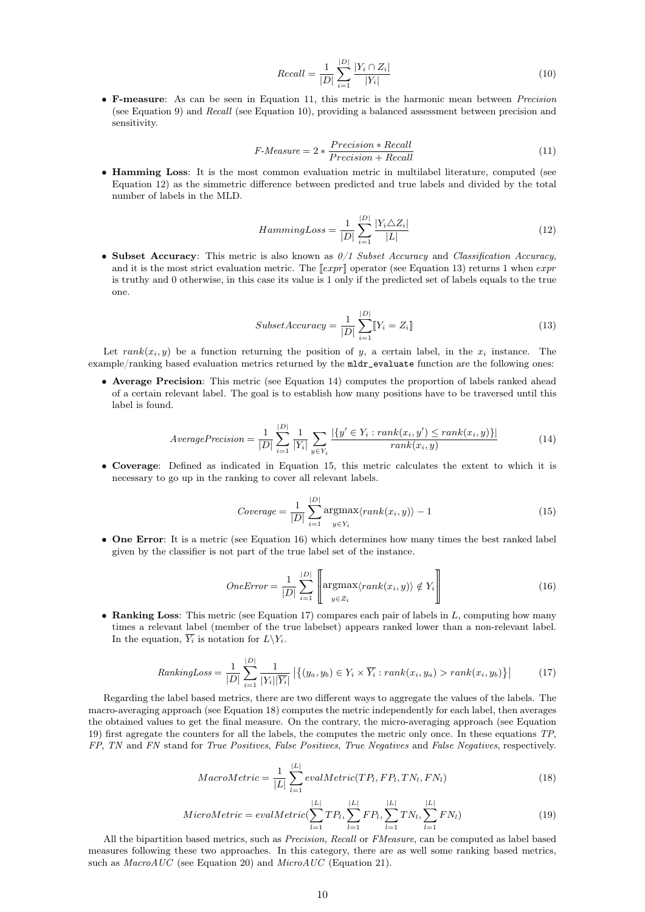$$Recall = \frac{1}{|D|}\sum_{i=1}^{|D|}\frac{|Y_i \cap Z_i|}{|Y_i|} \tag{10}$$

- **F-measure**: As can be seen in Equation 11, this metric is the harmonic mean between *Precision* (see Equation 9) and *Recall* (see Equation 10), providing a balanced assessment between precision and sensitivity.

$$F\text{-}Measure = 2 * \frac{Precision * Recall}{Precision + Recall} \tag{11}$$

- **Hamming Loss**: It is the most common evaluation metric in multilabel literature, computed (see Equation 12) as the simmetric difference between predicted and true labels and divided by the total number of labels in the MLD.

$$HammingLoss = \frac{1}{|D|}\sum_{i=1}^{|D|}\frac{|Y_i \triangle Z_i|}{|L|} \tag{12}$$

- **Subset Accuracy**: This metric is also known as *0/1 Subset Accuracy* and *Classification Accuracy*, and it is the most strict evaluation metric. The $[\![expr]\!]$ operator (see Equation 13) returns 1 when *expr* is truthy and 0 otherwise, in this case its value is 1 only if the predicted set of labels equals to the true one.

$$SubsetAccuracy = \frac{1}{|D|}\sum_{i=1}^{|D|}[\![Y_i = Z_i]\!] \tag{13}$$

Let $rank(x_i, y)$ be a function returning the position of $y$, a certain label, in the $x_i$ instance. The example/ranking based evaluation metrics returned by the `mldr_evaluate` function are the following ones:

- **Average Precision**: This metric (see Equation 14) computes the proportion of labels ranked ahead of a certain relevant label. The goal is to establish how many positions have to be traversed until this label is found.

$$AveragePrecision = \frac{1}{|D|}\sum_{i=1}^{|D|}\frac{1}{|Y_i|}\sum_{y \in Y_i}\frac{|\{y' \in Y_i : rank(x_i, y') \leq rank(x_i, y)\}|}{rank(x_i, y)} \tag{14}$$

- **Coverage**: Defined as indicated in Equation 15, this metric calculates the extent to which it is necessary to go up in the ranking to cover all relevant labels.

$$Coverage = \frac{1}{|D|}\sum_{i=1}^{|D|}\underset{y \in Y_i}{\operatorname{argmax}}\langle rank(x_i, y)\rangle - 1 \tag{15}$$

- **One Error**: It is a metric (see Equation 16) which determines how many times the best ranked label given by the classifier is not part of the true label set of the instance.

$$OneError = \frac{1}{|D|}\sum_{i=1}^{|D|}\left[\!\!\left[\underset{y \in Z_i}{\operatorname{argmax}}\langle rank(x_i, y)\rangle \notin Y_i\right]\!\!\right] \tag{16}$$

- **Ranking Loss**: This metric (see Equation 17) compares each pair of labels in $L$, computing how many times a relevant label (member of the true labelset) appears ranked lower than a non-relevant label. In the equation, $\overline{Y_i}$ is notation for $L \backslash Y_i$.

$$RankingLoss = \frac{1}{|D|}\sum_{i=1}^{|D|}\frac{1}{|Y_i||\overline{Y_i}|}\left|\{(y_a, y_b) \in Y_i \times \overline{Y_i} : rank(x_i, y_a) > rank(x_i, y_b)\}\right| \tag{17}$$

Regarding the label based metrics, there are two different ways to aggregate the values of the labels. The macro-averaging approach (see Equation 18) computes the metric independently for each label, then averages the obtained values to get the final measure. On the contrary, the micro-averaging approach (see Equation 19) first agregate the counters for all the labels, the computes the metric only once. In these equations *TP*, *FP*, *TN* and *FN* stand for *True Positives*, *False Positives*, *True Negatives* and *False Negatives*, respectively.

$$MacroMetric = \frac{1}{|L|}\sum_{l=1}^{|L|} evalMetric(TP_l, FP_l, TN_l, FN_l) \tag{18}$$

$$MicroMetric = evalMetric(\sum_{l=1}^{|L|} TP_l, \sum_{l=1}^{|L|} FP_l, \sum_{l=1}^{|L|} TN_l, \sum_{l=1}^{|L|} FN_l) \tag{19}$$

All the bipartition based metrics, such as *Precision*, *Recall* or *FMeasure*, can be computed as label based measures following these two approaches. In this category, there are as well some ranking based metrics, such as *MacroAUC* (see Equation 20) and *MicroAUC* (Equation 21).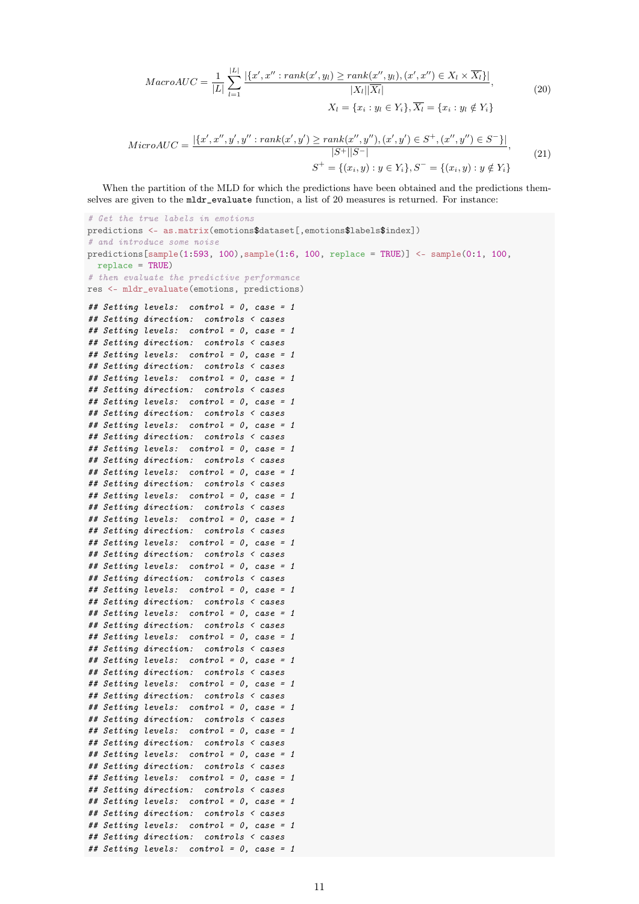$$MacroAUC = \frac{1}{|L|} \sum_{l=1}^{|L|} \frac{|\{x', x'' : rank(x', y_l) \geq rank(x'', y_l), (x', x'') \in X_l \times \overline{X_l}\}|}{|X_l||\overline{X_l}|}, \tag{20}$$
$$X_l = \{x_i : y_l \in Y_i\}, \overline{X_l} = \{x_i : y_l \notin Y_i\}$$

$$MicroAUC = \frac{|\{x', x'', y', y'' : rank(x', y') \geq rank(x'', y''), (x', y') \in S^+, (x'', y'') \in S^-\}|}{|S^+||S^-|}, \tag{21}$$
$$S^+ = \{(x_i, y) : y \in Y_i\}, S^- = \{(x_i, y) : y \notin Y_i\}$$

When the partition of the MLD for which the predictions have been obtained and the predictions themselves are given to the `mldr_evaluate` function, a list of 20 measures is returned. For instance:

```
# Get the true labels in emotions
predictions <- as.matrix(emotions$dataset[,emotions$labels$index])
# and introduce some noise
predictions[sample(1:593, 100),sample(1:6, 100, replace = TRUE)] <- sample(0:1, 100,
  replace = TRUE)
# then evaluate the predictive performance
res <- mldr_evaluate(emotions, predictions)

## Setting levels:  control = 0, case = 1
## Setting direction:  controls < cases
## Setting levels:  control = 0, case = 1
## Setting direction:  controls < cases
## Setting levels:  control = 0, case = 1
## Setting direction:  controls < cases
## Setting levels:  control = 0, case = 1
## Setting direction:  controls < cases
## Setting levels:  control = 0, case = 1
## Setting direction:  controls < cases
## Setting levels:  control = 0, case = 1
## Setting direction:  controls < cases
## Setting levels:  control = 0, case = 1
## Setting direction:  controls < cases
## Setting levels:  control = 0, case = 1
## Setting direction:  controls < cases
## Setting levels:  control = 0, case = 1
## Setting direction:  controls < cases
## Setting levels:  control = 0, case = 1
## Setting direction:  controls < cases
## Setting levels:  control = 0, case = 1
## Setting direction:  controls < cases
## Setting levels:  control = 0, case = 1
## Setting direction:  controls < cases
## Setting levels:  control = 0, case = 1
## Setting direction:  controls < cases
## Setting levels:  control = 0, case = 1
## Setting direction:  controls < cases
## Setting levels:  control = 0, case = 1
## Setting direction:  controls < cases
## Setting levels:  control = 0, case = 1
## Setting direction:  controls < cases
## Setting levels:  control = 0, case = 1
## Setting direction:  controls < cases
## Setting levels:  control = 0, case = 1
## Setting direction:  controls < cases
## Setting levels:  control = 0, case = 1
## Setting direction:  controls < cases
## Setting levels:  control = 0, case = 1
## Setting direction:  controls < cases
## Setting levels:  control = 0, case = 1
## Setting direction:  controls < cases
## Setting levels:  control = 0, case = 1
## Setting direction:  controls < cases
## Setting levels:  control = 0, case = 1
```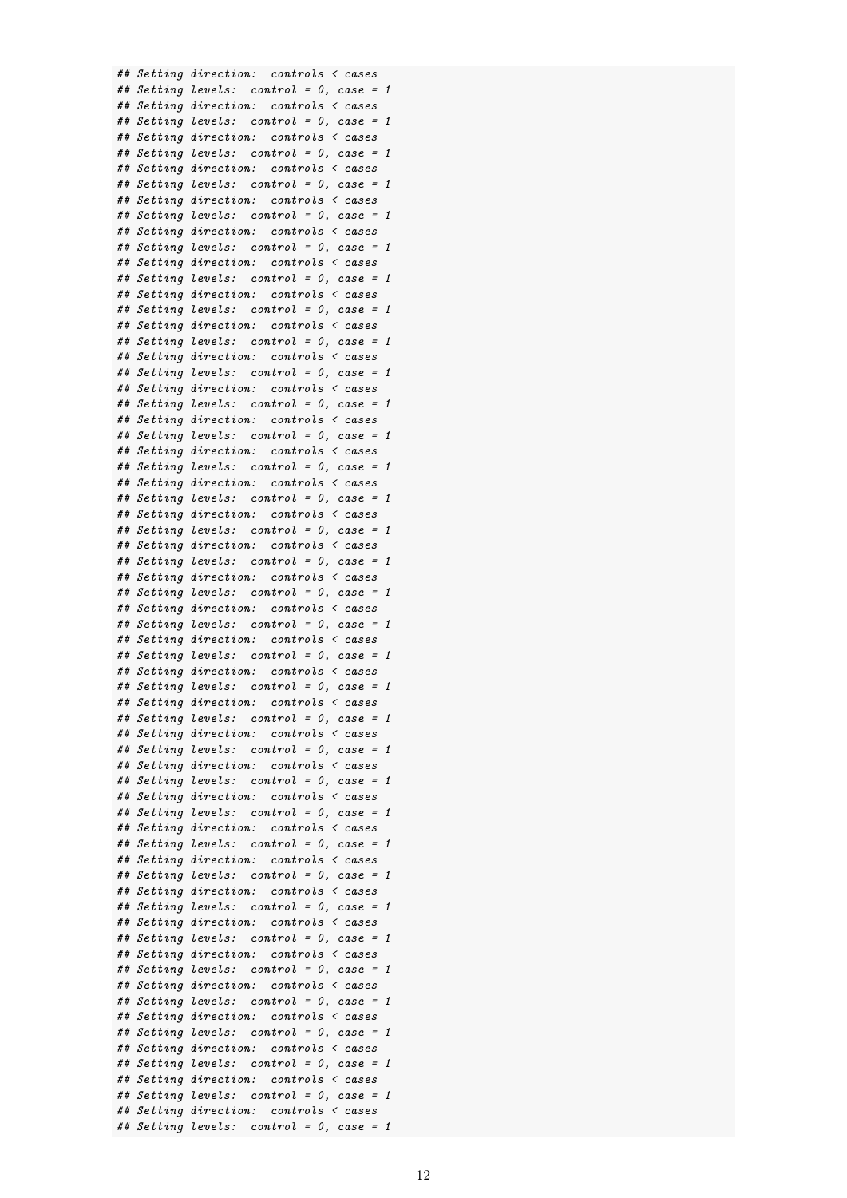```
## Setting direction:  controls < cases
## Setting levels:  control = 0, case = 1
## Setting direction:  controls < cases
## Setting levels:  control = 0, case = 1
## Setting direction:  controls < cases
## Setting levels:  control = 0, case = 1
## Setting direction:  controls < cases
## Setting levels:  control = 0, case = 1
## Setting direction:  controls < cases
## Setting levels:  control = 0, case = 1
## Setting direction:  controls < cases
## Setting levels:  control = 0, case = 1
## Setting direction:  controls < cases
## Setting levels:  control = 0, case = 1
## Setting direction:  controls < cases
## Setting levels:  control = 0, case = 1
## Setting direction:  controls < cases
## Setting levels:  control = 0, case = 1
## Setting direction:  controls < cases
## Setting levels:  control = 0, case = 1
## Setting direction:  controls < cases
## Setting levels:  control = 0, case = 1
## Setting direction:  controls < cases
## Setting levels:  control = 0, case = 1
## Setting direction:  controls < cases
## Setting levels:  control = 0, case = 1
## Setting direction:  controls < cases
## Setting levels:  control = 0, case = 1
## Setting direction:  controls < cases
## Setting levels:  control = 0, case = 1
## Setting direction:  controls < cases
## Setting levels:  control = 0, case = 1
## Setting direction:  controls < cases
## Setting levels:  control = 0, case = 1
## Setting direction:  controls < cases
## Setting levels:  control = 0, case = 1
## Setting direction:  controls < cases
## Setting levels:  control = 0, case = 1
## Setting direction:  controls < cases
## Setting levels:  control = 0, case = 1
## Setting direction:  controls < cases
## Setting levels:  control = 0, case = 1
## Setting direction:  controls < cases
## Setting levels:  control = 0, case = 1
## Setting direction:  controls < cases
## Setting levels:  control = 0, case = 1
## Setting direction:  controls < cases
## Setting levels:  control = 0, case = 1
## Setting direction:  controls < cases
## Setting levels:  control = 0, case = 1
## Setting direction:  controls < cases
## Setting levels:  control = 0, case = 1
## Setting direction:  controls < cases
## Setting levels:  control = 0, case = 1
## Setting direction:  controls < cases
## Setting levels:  control = 0, case = 1
## Setting direction:  controls < cases
## Setting levels:  control = 0, case = 1
## Setting direction:  controls < cases
## Setting levels:  control = 0, case = 1
## Setting direction:  controls < cases
## Setting levels:  control = 0, case = 1
## Setting direction:  controls < cases
## Setting levels:  control = 0, case = 1
## Setting direction:  controls < cases
## Setting levels:  control = 0, case = 1
```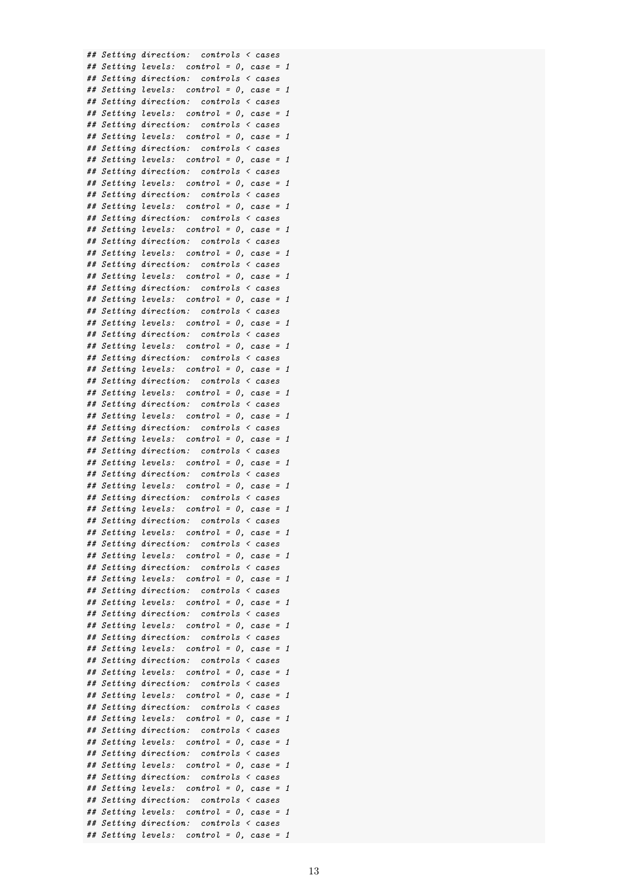```
## Setting direction:  controls < cases
## Setting levels:  control = 0, case = 1
## Setting direction:  controls < cases
## Setting levels:  control = 0, case = 1
## Setting direction:  controls < cases
## Setting levels:  control = 0, case = 1
## Setting direction:  controls < cases
## Setting levels:  control = 0, case = 1
## Setting direction:  controls < cases
## Setting levels:  control = 0, case = 1
## Setting direction:  controls < cases
## Setting levels:  control = 0, case = 1
## Setting direction:  controls < cases
## Setting levels:  control = 0, case = 1
## Setting direction:  controls < cases
## Setting levels:  control = 0, case = 1
## Setting direction:  controls < cases
## Setting levels:  control = 0, case = 1
## Setting direction:  controls < cases
## Setting levels:  control = 0, case = 1
## Setting direction:  controls < cases
## Setting levels:  control = 0, case = 1
## Setting direction:  controls < cases
## Setting levels:  control = 0, case = 1
## Setting direction:  controls < cases
## Setting levels:  control = 0, case = 1
## Setting direction:  controls < cases
## Setting levels:  control = 0, case = 1
## Setting direction:  controls < cases
## Setting levels:  control = 0, case = 1
## Setting direction:  controls < cases
## Setting levels:  control = 0, case = 1
## Setting direction:  controls < cases
## Setting levels:  control = 0, case = 1
## Setting direction:  controls < cases
## Setting levels:  control = 0, case = 1
## Setting direction:  controls < cases
## Setting levels:  control = 0, case = 1
## Setting direction:  controls < cases
## Setting levels:  control = 0, case = 1
## Setting direction:  controls < cases
## Setting levels:  control = 0, case = 1
## Setting direction:  controls < cases
## Setting levels:  control = 0, case = 1
## Setting direction:  controls < cases
## Setting levels:  control = 0, case = 1
## Setting direction:  controls < cases
## Setting levels:  control = 0, case = 1
## Setting direction:  controls < cases
## Setting levels:  control = 0, case = 1
## Setting direction:  controls < cases
## Setting levels:  control = 0, case = 1
## Setting direction:  controls < cases
## Setting levels:  control = 0, case = 1
## Setting direction:  controls < cases
## Setting levels:  control = 0, case = 1
## Setting direction:  controls < cases
## Setting levels:  control = 0, case = 1
## Setting direction:  controls < cases
## Setting levels:  control = 0, case = 1
## Setting direction:  controls < cases
## Setting levels:  control = 0, case = 1
## Setting direction:  controls < cases
## Setting levels:  control = 0, case = 1
## Setting direction:  controls < cases
## Setting levels:  control = 0, case = 1
```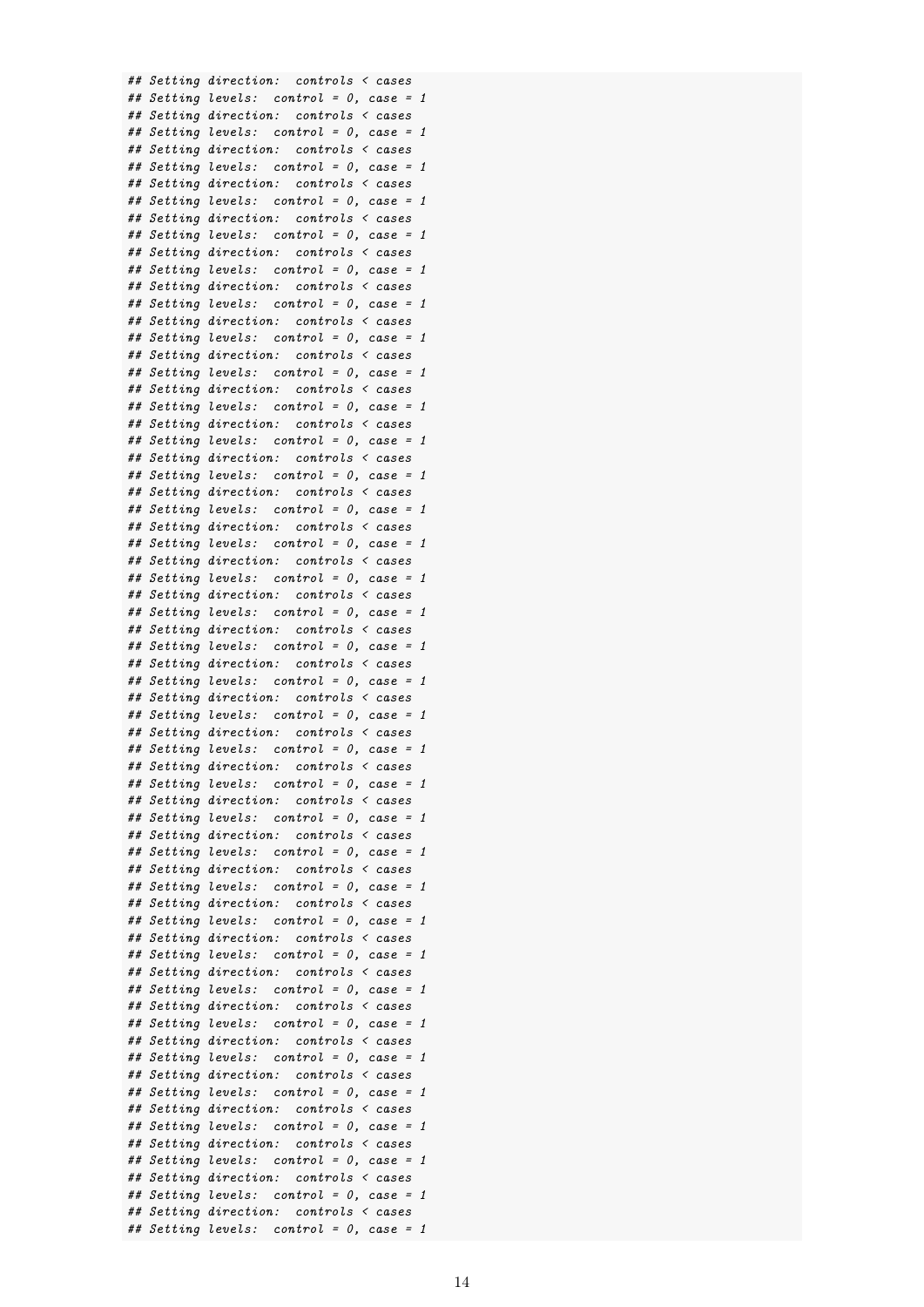```
## Setting direction:  controls < cases
## Setting levels:  control = 0, case = 1
## Setting direction:  controls < cases
## Setting levels:  control = 0, case = 1
## Setting direction:  controls < cases
## Setting levels:  control = 0, case = 1
## Setting direction:  controls < cases
## Setting levels:  control = 0, case = 1
## Setting direction:  controls < cases
## Setting levels:  control = 0, case = 1
## Setting direction:  controls < cases
## Setting levels:  control = 0, case = 1
## Setting direction:  controls < cases
## Setting levels:  control = 0, case = 1
## Setting direction:  controls < cases
## Setting levels:  control = 0, case = 1
## Setting direction:  controls < cases
## Setting levels:  control = 0, case = 1
## Setting direction:  controls < cases
## Setting levels:  control = 0, case = 1
## Setting direction:  controls < cases
## Setting levels:  control = 0, case = 1
## Setting direction:  controls < cases
## Setting levels:  control = 0, case = 1
## Setting direction:  controls < cases
## Setting levels:  control = 0, case = 1
## Setting direction:  controls < cases
## Setting levels:  control = 0, case = 1
## Setting direction:  controls < cases
## Setting levels:  control = 0, case = 1
## Setting direction:  controls < cases
## Setting levels:  control = 0, case = 1
## Setting direction:  controls < cases
## Setting levels:  control = 0, case = 1
## Setting direction:  controls < cases
## Setting levels:  control = 0, case = 1
## Setting direction:  controls < cases
## Setting levels:  control = 0, case = 1
## Setting direction:  controls < cases
## Setting levels:  control = 0, case = 1
## Setting direction:  controls < cases
## Setting levels:  control = 0, case = 1
## Setting direction:  controls < cases
## Setting levels:  control = 0, case = 1
## Setting direction:  controls < cases
## Setting levels:  control = 0, case = 1
## Setting direction:  controls < cases
## Setting levels:  control = 0, case = 1
## Setting direction:  controls < cases
## Setting levels:  control = 0, case = 1
## Setting direction:  controls < cases
## Setting levels:  control = 0, case = 1
## Setting direction:  controls < cases
## Setting levels:  control = 0, case = 1
## Setting direction:  controls < cases
## Setting levels:  control = 0, case = 1
## Setting direction:  controls < cases
## Setting levels:  control = 0, case = 1
## Setting direction:  controls < cases
## Setting levels:  control = 0, case = 1
## Setting direction:  controls < cases
## Setting levels:  control = 0, case = 1
## Setting direction:  controls < cases
## Setting levels:  control = 0, case = 1
```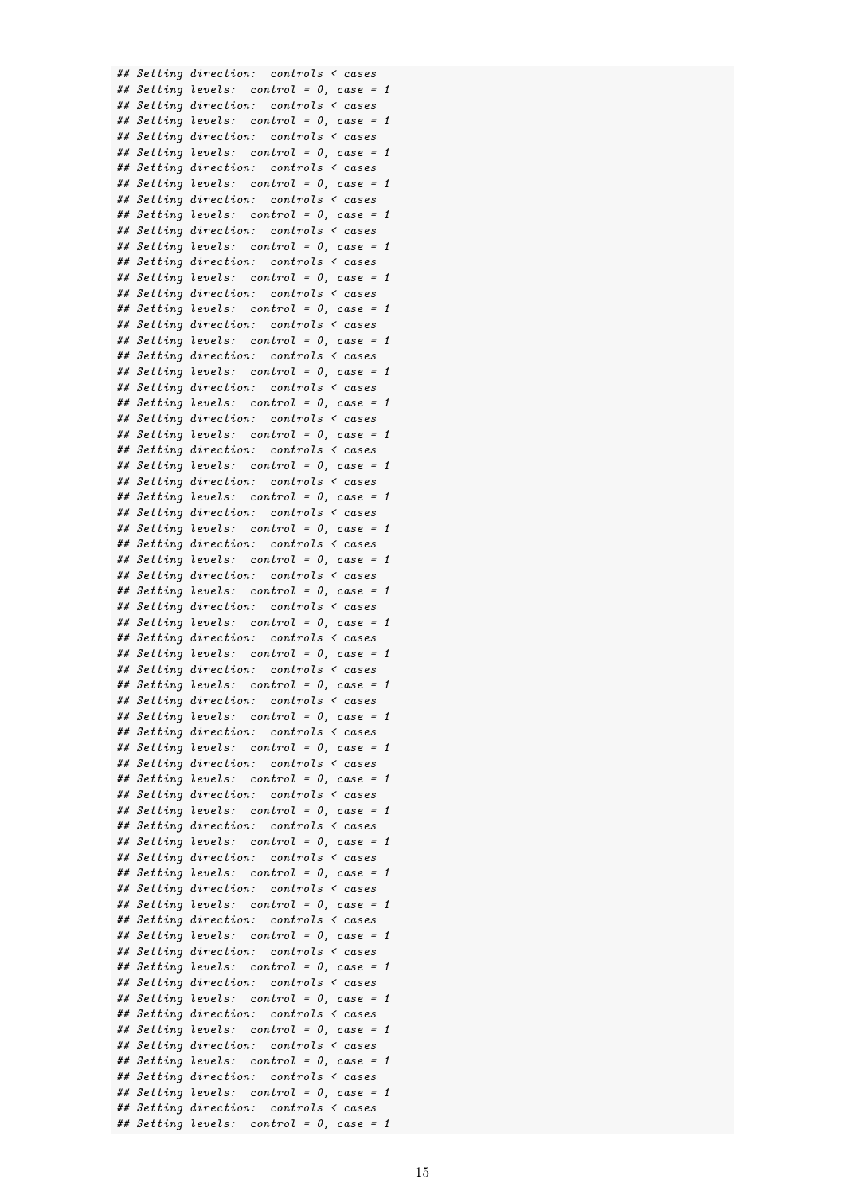```
## Setting direction:  controls < cases
## Setting levels:  control = 0, case = 1
## Setting direction:  controls < cases
## Setting levels:  control = 0, case = 1
## Setting direction:  controls < cases
## Setting levels:  control = 0, case = 1
## Setting direction:  controls < cases
## Setting levels:  control = 0, case = 1
## Setting direction:  controls < cases
## Setting levels:  control = 0, case = 1
## Setting direction:  controls < cases
## Setting levels:  control = 0, case = 1
## Setting direction:  controls < cases
## Setting levels:  control = 0, case = 1
## Setting direction:  controls < cases
## Setting levels:  control = 0, case = 1
## Setting direction:  controls < cases
## Setting levels:  control = 0, case = 1
## Setting direction:  controls < cases
## Setting levels:  control = 0, case = 1
## Setting direction:  controls < cases
## Setting levels:  control = 0, case = 1
## Setting direction:  controls < cases
## Setting levels:  control = 0, case = 1
## Setting direction:  controls < cases
## Setting levels:  control = 0, case = 1
## Setting direction:  controls < cases
## Setting levels:  control = 0, case = 1
## Setting direction:  controls < cases
## Setting levels:  control = 0, case = 1
## Setting direction:  controls < cases
## Setting levels:  control = 0, case = 1
## Setting direction:  controls < cases
## Setting levels:  control = 0, case = 1
## Setting direction:  controls < cases
## Setting levels:  control = 0, case = 1
## Setting direction:  controls < cases
## Setting levels:  control = 0, case = 1
## Setting direction:  controls < cases
## Setting levels:  control = 0, case = 1
## Setting direction:  controls < cases
## Setting levels:  control = 0, case = 1
## Setting direction:  controls < cases
## Setting levels:  control = 0, case = 1
## Setting direction:  controls < cases
## Setting levels:  control = 0, case = 1
## Setting direction:  controls < cases
## Setting levels:  control = 0, case = 1
## Setting direction:  controls < cases
## Setting levels:  control = 0, case = 1
## Setting direction:  controls < cases
## Setting levels:  control = 0, case = 1
## Setting direction:  controls < cases
## Setting levels:  control = 0, case = 1
## Setting direction:  controls < cases
## Setting levels:  control = 0, case = 1
## Setting direction:  controls < cases
## Setting levels:  control = 0, case = 1
## Setting direction:  controls < cases
## Setting levels:  control = 0, case = 1
## Setting direction:  controls < cases
## Setting levels:  control = 0, case = 1
## Setting direction:  controls < cases
## Setting levels:  control = 0, case = 1
## Setting direction:  controls < cases
## Setting levels:  control = 0, case = 1
```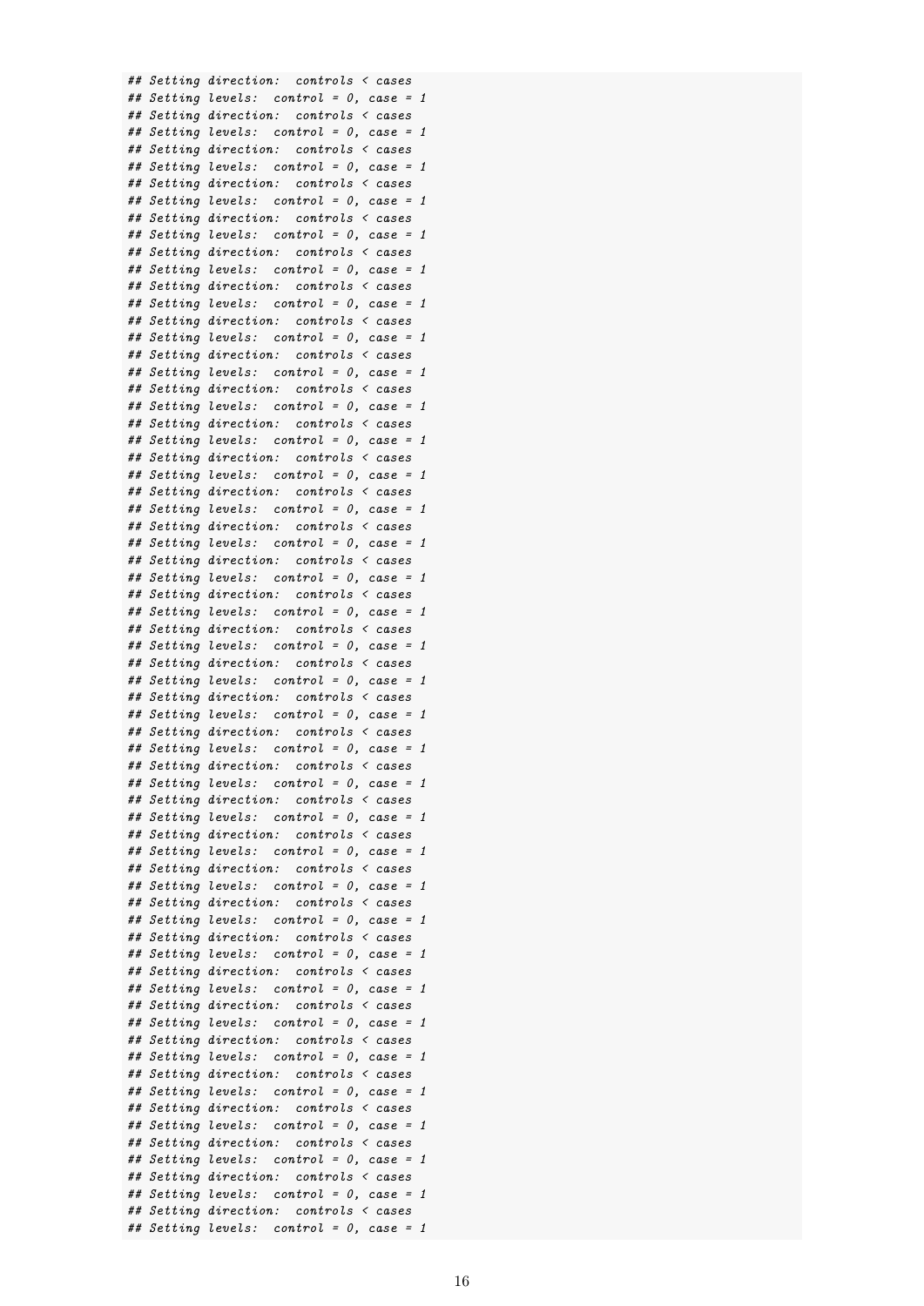```
## Setting direction:  controls < cases
## Setting levels:  control = 0, case = 1
## Setting direction:  controls < cases
## Setting levels:  control = 0, case = 1
## Setting direction:  controls < cases
## Setting levels:  control = 0, case = 1
## Setting direction:  controls < cases
## Setting levels:  control = 0, case = 1
## Setting direction:  controls < cases
## Setting levels:  control = 0, case = 1
## Setting direction:  controls < cases
## Setting levels:  control = 0, case = 1
## Setting direction:  controls < cases
## Setting levels:  control = 0, case = 1
## Setting direction:  controls < cases
## Setting levels:  control = 0, case = 1
## Setting direction:  controls < cases
## Setting levels:  control = 0, case = 1
## Setting direction:  controls < cases
## Setting levels:  control = 0, case = 1
## Setting direction:  controls < cases
## Setting levels:  control = 0, case = 1
## Setting direction:  controls < cases
## Setting levels:  control = 0, case = 1
## Setting direction:  controls < cases
## Setting levels:  control = 0, case = 1
## Setting direction:  controls < cases
## Setting levels:  control = 0, case = 1
## Setting direction:  controls < cases
## Setting levels:  control = 0, case = 1
## Setting direction:  controls < cases
## Setting levels:  control = 0, case = 1
## Setting direction:  controls < cases
## Setting levels:  control = 0, case = 1
## Setting direction:  controls < cases
## Setting levels:  control = 0, case = 1
## Setting direction:  controls < cases
## Setting levels:  control = 0, case = 1
## Setting direction:  controls < cases
## Setting levels:  control = 0, case = 1
## Setting direction:  controls < cases
## Setting levels:  control = 0, case = 1
## Setting direction:  controls < cases
## Setting levels:  control = 0, case = 1
## Setting direction:  controls < cases
## Setting levels:  control = 0, case = 1
## Setting direction:  controls < cases
## Setting levels:  control = 0, case = 1
## Setting direction:  controls < cases
## Setting levels:  control = 0, case = 1
## Setting direction:  controls < cases
## Setting levels:  control = 0, case = 1
## Setting direction:  controls < cases
## Setting levels:  control = 0, case = 1
## Setting direction:  controls < cases
## Setting levels:  control = 0, case = 1
## Setting direction:  controls < cases
## Setting levels:  control = 0, case = 1
## Setting direction:  controls < cases
## Setting levels:  control = 0, case = 1
## Setting direction:  controls < cases
## Setting levels:  control = 0, case = 1
## Setting direction:  controls < cases
## Setting levels:  control = 0, case = 1
## Setting direction:  controls < cases
## Setting levels:  control = 0, case = 1
```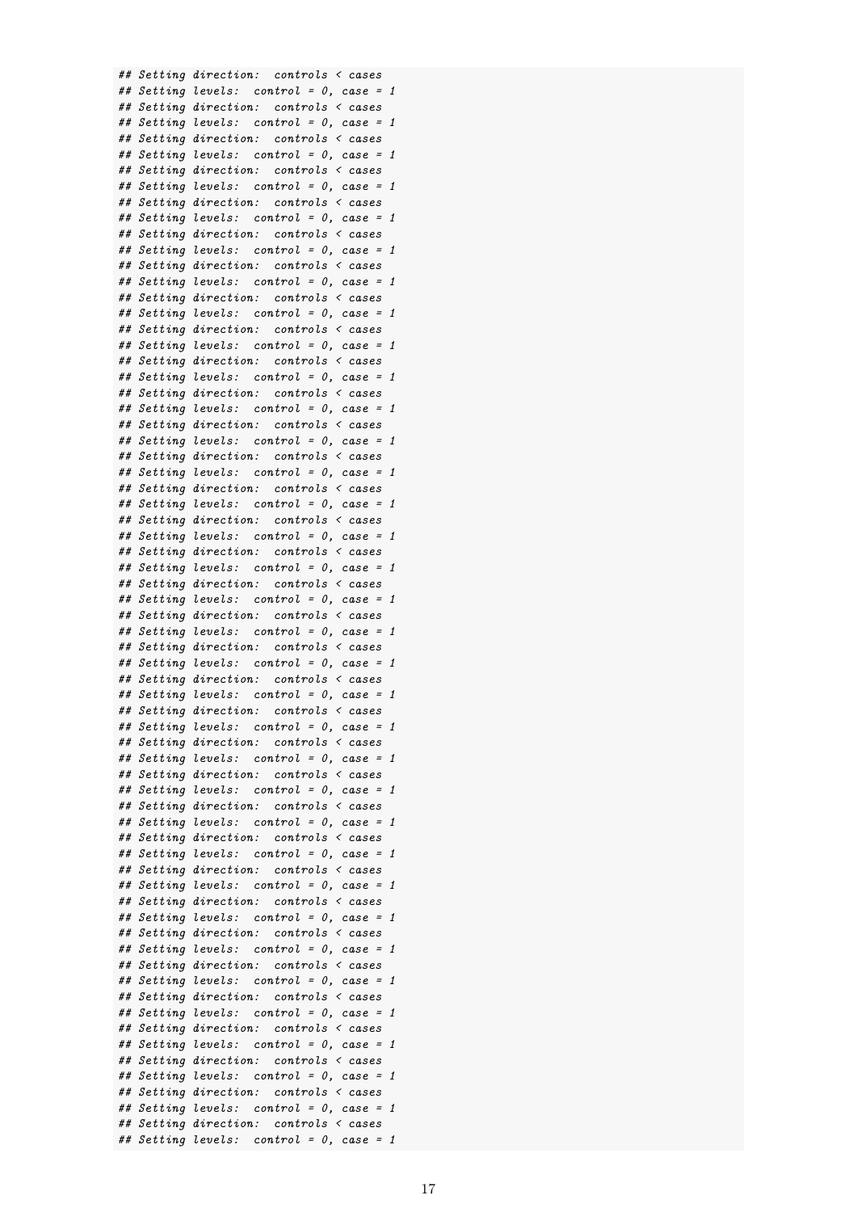```
## Setting direction:  controls < cases
## Setting levels:  control = 0, case = 1
## Setting direction:  controls < cases
## Setting levels:  control = 0, case = 1
## Setting direction:  controls < cases
## Setting levels:  control = 0, case = 1
## Setting direction:  controls < cases
## Setting levels:  control = 0, case = 1
## Setting direction:  controls < cases
## Setting levels:  control = 0, case = 1
## Setting direction:  controls < cases
## Setting levels:  control = 0, case = 1
## Setting direction:  controls < cases
## Setting levels:  control = 0, case = 1
## Setting direction:  controls < cases
## Setting levels:  control = 0, case = 1
## Setting direction:  controls < cases
## Setting levels:  control = 0, case = 1
## Setting direction:  controls < cases
## Setting levels:  control = 0, case = 1
## Setting direction:  controls < cases
## Setting levels:  control = 0, case = 1
## Setting direction:  controls < cases
## Setting levels:  control = 0, case = 1
## Setting direction:  controls < cases
## Setting levels:  control = 0, case = 1
## Setting direction:  controls < cases
## Setting levels:  control = 0, case = 1
## Setting direction:  controls < cases
## Setting levels:  control = 0, case = 1
## Setting direction:  controls < cases
## Setting levels:  control = 0, case = 1
## Setting direction:  controls < cases
## Setting levels:  control = 0, case = 1
## Setting direction:  controls < cases
## Setting levels:  control = 0, case = 1
## Setting direction:  controls < cases
## Setting levels:  control = 0, case = 1
## Setting direction:  controls < cases
## Setting levels:  control = 0, case = 1
## Setting direction:  controls < cases
## Setting levels:  control = 0, case = 1
## Setting direction:  controls < cases
## Setting levels:  control = 0, case = 1
## Setting direction:  controls < cases
## Setting levels:  control = 0, case = 1
## Setting direction:  controls < cases
## Setting levels:  control = 0, case = 1
## Setting direction:  controls < cases
## Setting levels:  control = 0, case = 1
## Setting direction:  controls < cases
## Setting levels:  control = 0, case = 1
## Setting direction:  controls < cases
## Setting levels:  control = 0, case = 1
## Setting direction:  controls < cases
## Setting levels:  control = 0, case = 1
## Setting direction:  controls < cases
## Setting levels:  control = 0, case = 1
## Setting direction:  controls < cases
## Setting levels:  control = 0, case = 1
## Setting direction:  controls < cases
## Setting levels:  control = 0, case = 1
## Setting direction:  controls < cases
## Setting levels:  control = 0, case = 1
## Setting direction:  controls < cases
## Setting levels:  control = 0, case = 1
```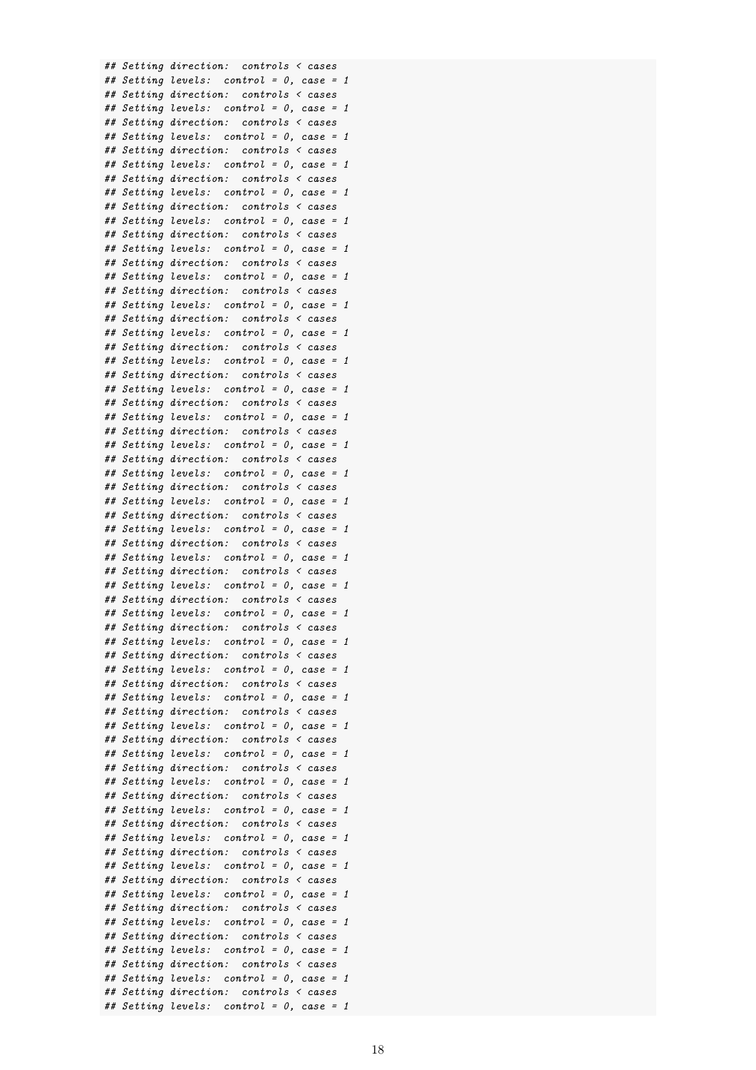```
## Setting direction:  controls < cases
## Setting levels:  control = 0, case = 1
## Setting direction:  controls < cases
## Setting levels:  control = 0, case = 1
## Setting direction:  controls < cases
## Setting levels:  control = 0, case = 1
## Setting direction:  controls < cases
## Setting levels:  control = 0, case = 1
## Setting direction:  controls < cases
## Setting levels:  control = 0, case = 1
## Setting direction:  controls < cases
## Setting levels:  control = 0, case = 1
## Setting direction:  controls < cases
## Setting levels:  control = 0, case = 1
## Setting direction:  controls < cases
## Setting levels:  control = 0, case = 1
## Setting direction:  controls < cases
## Setting levels:  control = 0, case = 1
## Setting direction:  controls < cases
## Setting levels:  control = 0, case = 1
## Setting direction:  controls < cases
## Setting levels:  control = 0, case = 1
## Setting direction:  controls < cases
## Setting levels:  control = 0, case = 1
## Setting direction:  controls < cases
## Setting levels:  control = 0, case = 1
## Setting direction:  controls < cases
## Setting levels:  control = 0, case = 1
## Setting direction:  controls < cases
## Setting levels:  control = 0, case = 1
## Setting direction:  controls < cases
## Setting levels:  control = 0, case = 1
## Setting direction:  controls < cases
## Setting levels:  control = 0, case = 1
## Setting direction:  controls < cases
## Setting levels:  control = 0, case = 1
## Setting direction:  controls < cases
## Setting levels:  control = 0, case = 1
## Setting direction:  controls < cases
## Setting levels:  control = 0, case = 1
## Setting direction:  controls < cases
## Setting levels:  control = 0, case = 1
## Setting direction:  controls < cases
## Setting levels:  control = 0, case = 1
## Setting direction:  controls < cases
## Setting levels:  control = 0, case = 1
## Setting direction:  controls < cases
## Setting levels:  control = 0, case = 1
## Setting direction:  controls < cases
## Setting levels:  control = 0, case = 1
## Setting direction:  controls < cases
## Setting levels:  control = 0, case = 1
## Setting direction:  controls < cases
## Setting levels:  control = 0, case = 1
## Setting direction:  controls < cases
## Setting levels:  control = 0, case = 1
## Setting direction:  controls < cases
## Setting levels:  control = 0, case = 1
```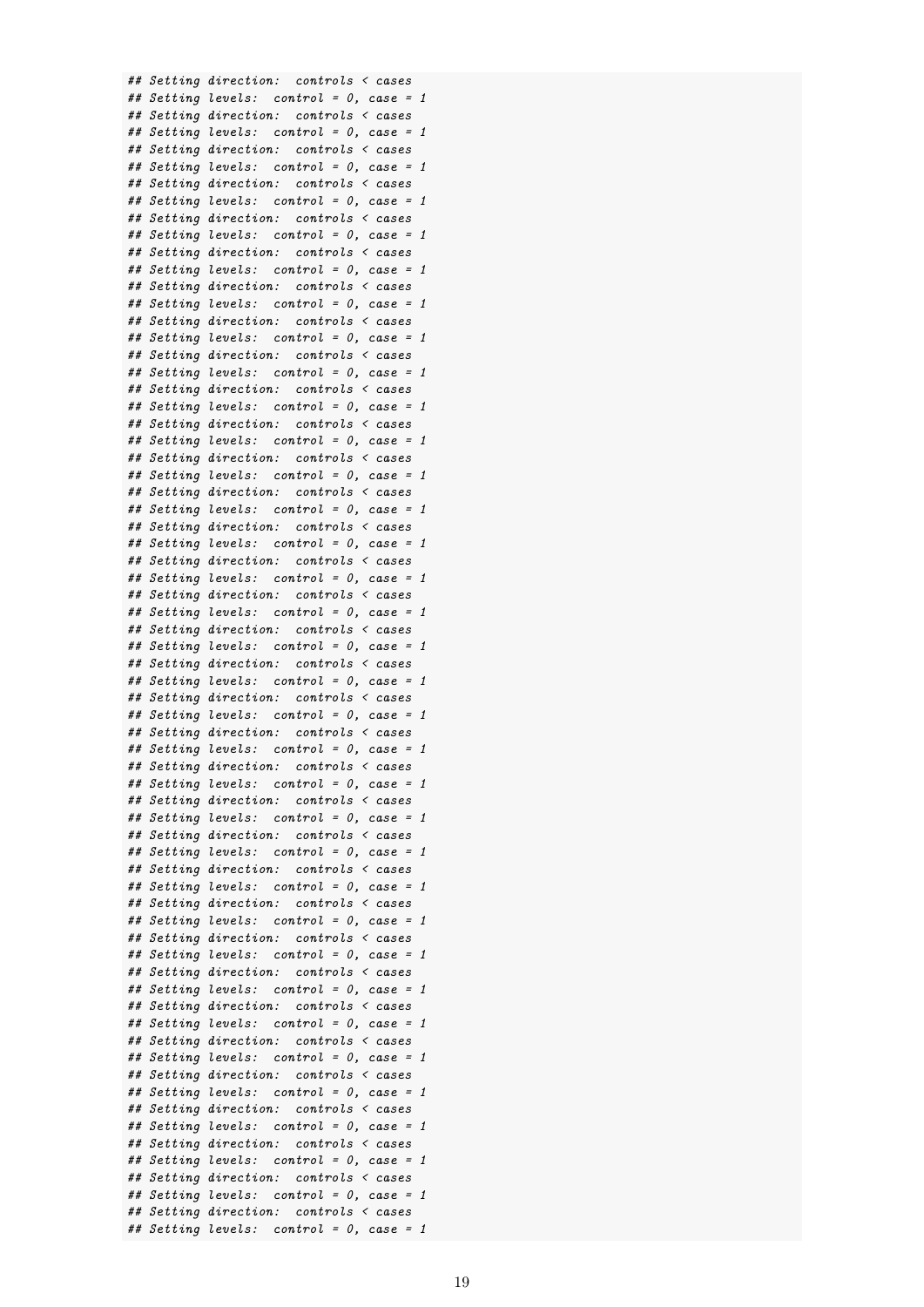```
## Setting direction:  controls < cases
## Setting levels:  control = 0, case = 1
## Setting direction:  controls < cases
## Setting levels:  control = 0, case = 1
## Setting direction:  controls < cases
## Setting levels:  control = 0, case = 1
## Setting direction:  controls < cases
## Setting levels:  control = 0, case = 1
## Setting direction:  controls < cases
## Setting levels:  control = 0, case = 1
## Setting direction:  controls < cases
## Setting levels:  control = 0, case = 1
## Setting direction:  controls < cases
## Setting levels:  control = 0, case = 1
## Setting direction:  controls < cases
## Setting levels:  control = 0, case = 1
## Setting direction:  controls < cases
## Setting levels:  control = 0, case = 1
## Setting direction:  controls < cases
## Setting levels:  control = 0, case = 1
## Setting direction:  controls < cases
## Setting levels:  control = 0, case = 1
## Setting direction:  controls < cases
## Setting levels:  control = 0, case = 1
## Setting direction:  controls < cases
## Setting levels:  control = 0, case = 1
## Setting direction:  controls < cases
## Setting levels:  control = 0, case = 1
## Setting direction:  controls < cases
## Setting levels:  control = 0, case = 1
## Setting direction:  controls < cases
## Setting levels:  control = 0, case = 1
## Setting direction:  controls < cases
## Setting levels:  control = 0, case = 1
## Setting direction:  controls < cases
## Setting levels:  control = 0, case = 1
## Setting direction:  controls < cases
## Setting levels:  control = 0, case = 1
## Setting direction:  controls < cases
## Setting levels:  control = 0, case = 1
## Setting direction:  controls < cases
## Setting levels:  control = 0, case = 1
## Setting direction:  controls < cases
## Setting levels:  control = 0, case = 1
## Setting direction:  controls < cases
## Setting levels:  control = 0, case = 1
## Setting direction:  controls < cases
## Setting levels:  control = 0, case = 1
## Setting direction:  controls < cases
## Setting levels:  control = 0, case = 1
## Setting direction:  controls < cases
## Setting levels:  control = 0, case = 1
## Setting direction:  controls < cases
## Setting levels:  control = 0, case = 1
## Setting direction:  controls < cases
## Setting levels:  control = 0, case = 1
## Setting direction:  controls < cases
## Setting levels:  control = 0, case = 1
## Setting direction:  controls < cases
## Setting levels:  control = 0, case = 1
## Setting direction:  controls < cases
## Setting levels:  control = 0, case = 1
## Setting direction:  controls < cases
## Setting levels:  control = 0, case = 1
```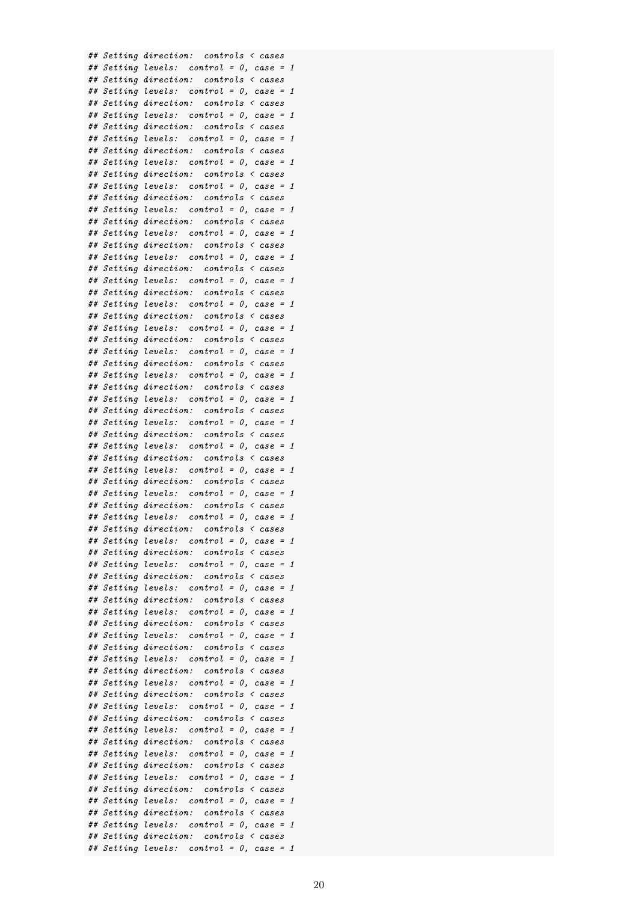```
## Setting direction:  controls < cases
## Setting levels:  control = 0, case = 1
## Setting direction:  controls < cases
## Setting levels:  control = 0, case = 1
## Setting direction:  controls < cases
## Setting levels:  control = 0, case = 1
## Setting direction:  controls < cases
## Setting levels:  control = 0, case = 1
## Setting direction:  controls < cases
## Setting levels:  control = 0, case = 1
## Setting direction:  controls < cases
## Setting levels:  control = 0, case = 1
## Setting direction:  controls < cases
## Setting levels:  control = 0, case = 1
## Setting direction:  controls < cases
## Setting levels:  control = 0, case = 1
## Setting direction:  controls < cases
## Setting levels:  control = 0, case = 1
## Setting direction:  controls < cases
## Setting levels:  control = 0, case = 1
## Setting direction:  controls < cases
## Setting levels:  control = 0, case = 1
## Setting direction:  controls < cases
## Setting levels:  control = 0, case = 1
## Setting direction:  controls < cases
## Setting levels:  control = 0, case = 1
## Setting direction:  controls < cases
## Setting levels:  control = 0, case = 1
## Setting direction:  controls < cases
## Setting levels:  control = 0, case = 1
## Setting direction:  controls < cases
## Setting levels:  control = 0, case = 1
## Setting direction:  controls < cases
## Setting levels:  control = 0, case = 1
## Setting direction:  controls < cases
## Setting levels:  control = 0, case = 1
## Setting direction:  controls < cases
## Setting levels:  control = 0, case = 1
## Setting direction:  controls < cases
## Setting levels:  control = 0, case = 1
## Setting direction:  controls < cases
## Setting levels:  control = 0, case = 1
## Setting direction:  controls < cases
## Setting levels:  control = 0, case = 1
## Setting direction:  controls < cases
## Setting levels:  control = 0, case = 1
## Setting direction:  controls < cases
## Setting levels:  control = 0, case = 1
## Setting direction:  controls < cases
## Setting levels:  control = 0, case = 1
## Setting direction:  controls < cases
## Setting levels:  control = 0, case = 1
## Setting direction:  controls < cases
## Setting levels:  control = 0, case = 1
## Setting direction:  controls < cases
## Setting levels:  control = 0, case = 1
## Setting direction:  controls < cases
## Setting levels:  control = 0, case = 1
## Setting direction:  controls < cases
## Setting levels:  control = 0, case = 1
## Setting direction:  controls < cases
## Setting levels:  control = 0, case = 1
## Setting direction:  controls < cases
## Setting levels:  control = 0, case = 1
## Setting direction:  controls < cases
## Setting levels:  control = 0, case = 1
```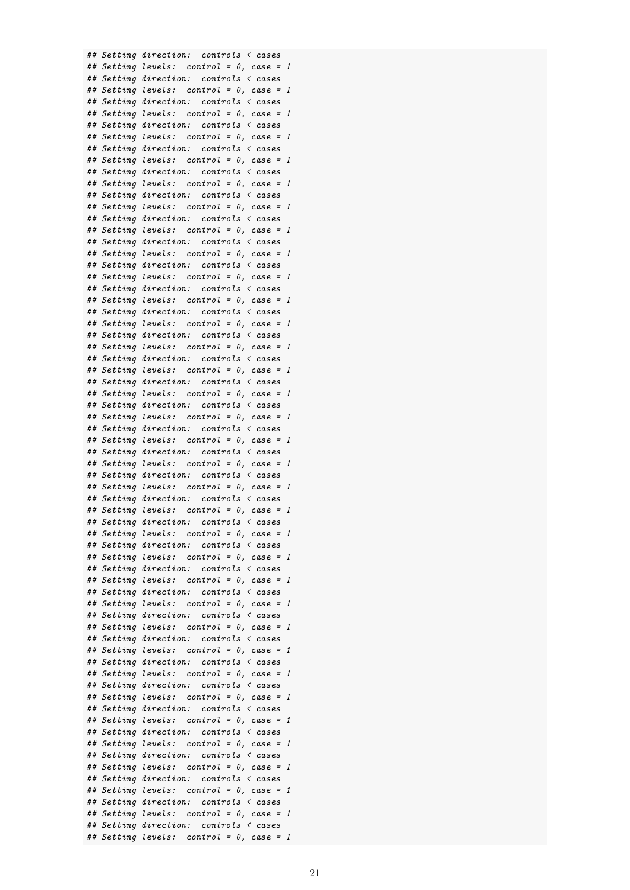```
## Setting direction:  controls < cases
## Setting levels:  control = 0, case = 1
## Setting direction:  controls < cases
## Setting levels:  control = 0, case = 1
## Setting direction:  controls < cases
## Setting levels:  control = 0, case = 1
## Setting direction:  controls < cases
## Setting levels:  control = 0, case = 1
## Setting direction:  controls < cases
## Setting levels:  control = 0, case = 1
## Setting direction:  controls < cases
## Setting levels:  control = 0, case = 1
## Setting direction:  controls < cases
## Setting levels:  control = 0, case = 1
## Setting direction:  controls < cases
## Setting levels:  control = 0, case = 1
## Setting direction:  controls < cases
## Setting levels:  control = 0, case = 1
## Setting direction:  controls < cases
## Setting levels:  control = 0, case = 1
## Setting direction:  controls < cases
## Setting levels:  control = 0, case = 1
## Setting direction:  controls < cases
## Setting levels:  control = 0, case = 1
## Setting direction:  controls < cases
## Setting levels:  control = 0, case = 1
## Setting direction:  controls < cases
## Setting levels:  control = 0, case = 1
## Setting direction:  controls < cases
## Setting levels:  control = 0, case = 1
## Setting direction:  controls < cases
## Setting levels:  control = 0, case = 1
## Setting direction:  controls < cases
## Setting levels:  control = 0, case = 1
## Setting direction:  controls < cases
## Setting levels:  control = 0, case = 1
## Setting direction:  controls < cases
## Setting levels:  control = 0, case = 1
## Setting direction:  controls < cases
## Setting levels:  control = 0, case = 1
## Setting direction:  controls < cases
## Setting levels:  control = 0, case = 1
## Setting direction:  controls < cases
## Setting levels:  control = 0, case = 1
## Setting direction:  controls < cases
## Setting levels:  control = 0, case = 1
## Setting direction:  controls < cases
## Setting levels:  control = 0, case = 1
## Setting direction:  controls < cases
## Setting levels:  control = 0, case = 1
## Setting direction:  controls < cases
## Setting levels:  control = 0, case = 1
## Setting direction:  controls < cases
## Setting levels:  control = 0, case = 1
## Setting direction:  controls < cases
## Setting levels:  control = 0, case = 1
## Setting direction:  controls < cases
## Setting levels:  control = 0, case = 1
## Setting direction:  controls < cases
## Setting levels:  control = 0, case = 1
## Setting direction:  controls < cases
## Setting levels:  control = 0, case = 1
## Setting direction:  controls < cases
## Setting levels:  control = 0, case = 1
## Setting direction:  controls < cases
## Setting levels:  control = 0, case = 1
## Setting direction:  controls < cases
## Setting levels:  control = 0, case = 1
```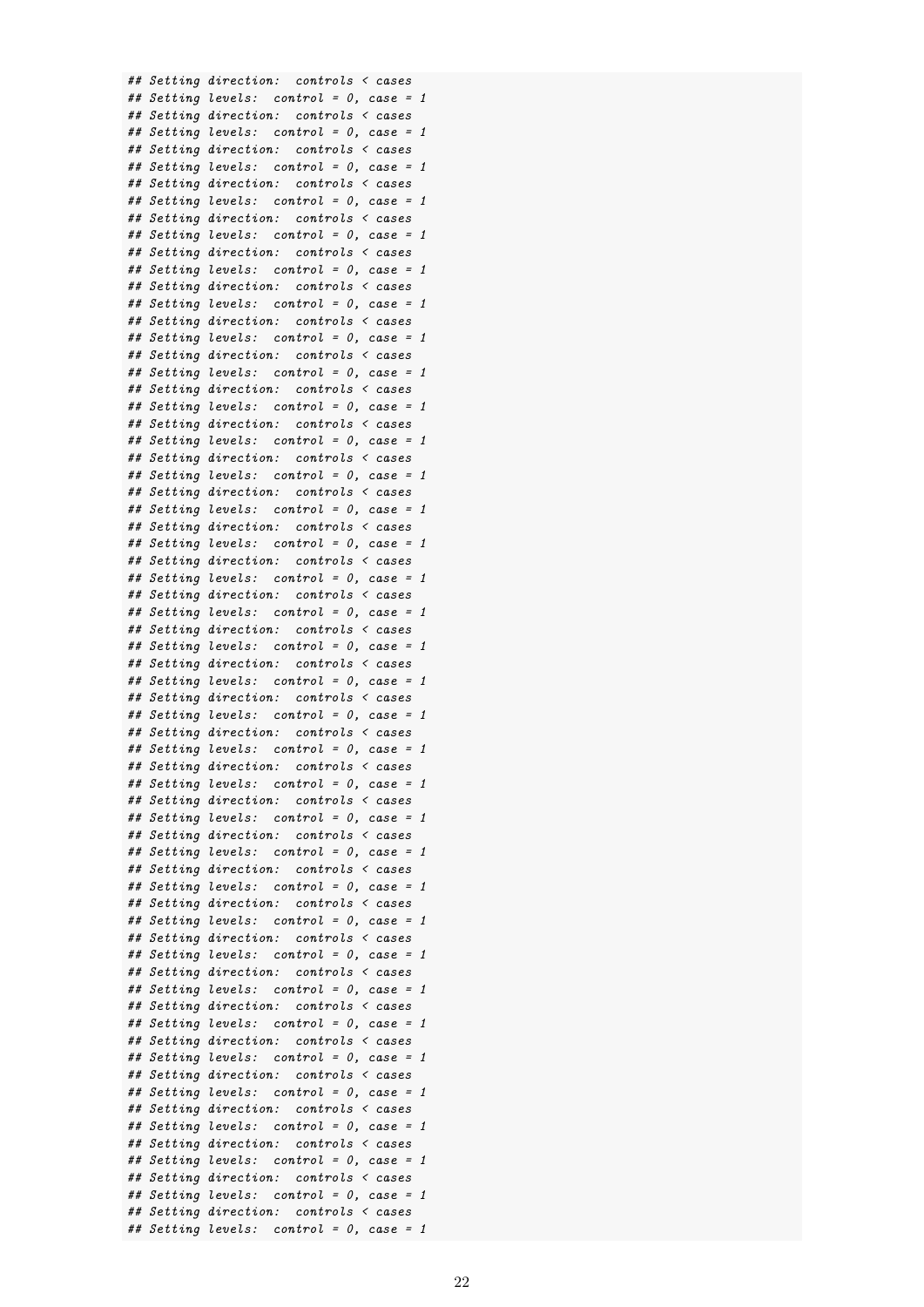```
## Setting direction:  controls < cases
## Setting levels:  control = 0, case = 1
## Setting direction:  controls < cases
## Setting levels:  control = 0, case = 1
## Setting direction:  controls < cases
## Setting levels:  control = 0, case = 1
## Setting direction:  controls < cases
## Setting levels:  control = 0, case = 1
## Setting direction:  controls < cases
## Setting levels:  control = 0, case = 1
## Setting direction:  controls < cases
## Setting levels:  control = 0, case = 1
## Setting direction:  controls < cases
## Setting levels:  control = 0, case = 1
## Setting direction:  controls < cases
## Setting levels:  control = 0, case = 1
## Setting direction:  controls < cases
## Setting levels:  control = 0, case = 1
## Setting direction:  controls < cases
## Setting levels:  control = 0, case = 1
## Setting direction:  controls < cases
## Setting levels:  control = 0, case = 1
## Setting direction:  controls < cases
## Setting levels:  control = 0, case = 1
## Setting direction:  controls < cases
## Setting levels:  control = 0, case = 1
## Setting direction:  controls < cases
## Setting levels:  control = 0, case = 1
## Setting direction:  controls < cases
## Setting levels:  control = 0, case = 1
## Setting direction:  controls < cases
## Setting levels:  control = 0, case = 1
## Setting direction:  controls < cases
## Setting levels:  control = 0, case = 1
## Setting direction:  controls < cases
## Setting levels:  control = 0, case = 1
## Setting direction:  controls < cases
## Setting levels:  control = 0, case = 1
## Setting direction:  controls < cases
## Setting levels:  control = 0, case = 1
## Setting direction:  controls < cases
## Setting levels:  control = 0, case = 1
## Setting direction:  controls < cases
## Setting levels:  control = 0, case = 1
## Setting direction:  controls < cases
## Setting levels:  control = 0, case = 1
## Setting direction:  controls < cases
## Setting levels:  control = 0, case = 1
## Setting direction:  controls < cases
## Setting levels:  control = 0, case = 1
## Setting direction:  controls < cases
## Setting levels:  control = 0, case = 1
## Setting direction:  controls < cases
## Setting levels:  control = 0, case = 1
## Setting direction:  controls < cases
## Setting levels:  control = 0, case = 1
## Setting direction:  controls < cases
## Setting levels:  control = 0, case = 1
## Setting direction:  controls < cases
## Setting levels:  control = 0, case = 1
## Setting direction:  controls < cases
## Setting levels:  control = 0, case = 1
## Setting direction:  controls < cases
## Setting levels:  control = 0, case = 1
## Setting direction:  controls < cases
## Setting levels:  control = 0, case = 1
```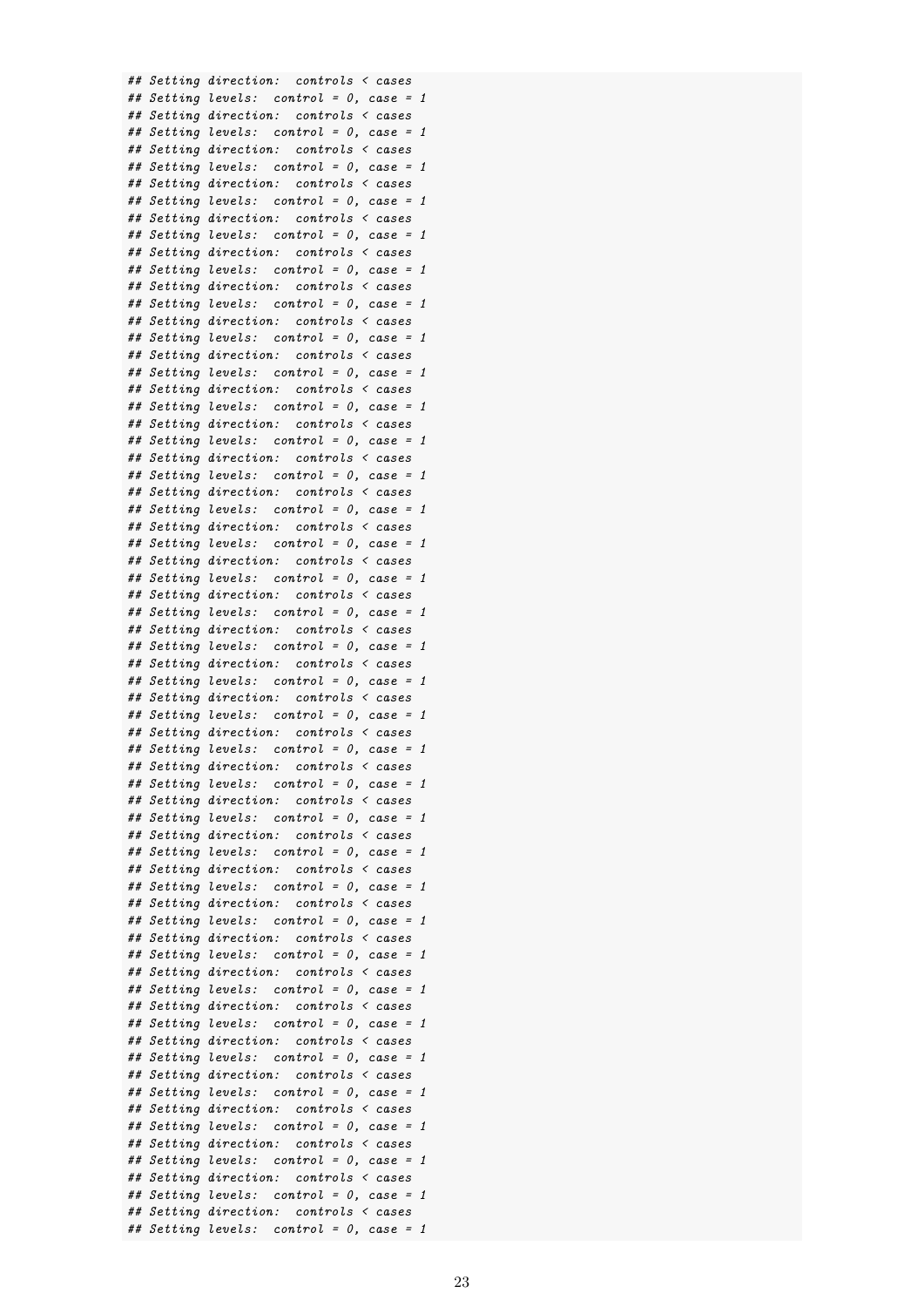```
## Setting direction:  controls < cases
## Setting levels:  control = 0, case = 1
## Setting direction:  controls < cases
## Setting levels:  control = 0, case = 1
## Setting direction:  controls < cases
## Setting levels:  control = 0, case = 1
## Setting direction:  controls < cases
## Setting levels:  control = 0, case = 1
## Setting direction:  controls < cases
## Setting levels:  control = 0, case = 1
## Setting direction:  controls < cases
## Setting levels:  control = 0, case = 1
## Setting direction:  controls < cases
## Setting levels:  control = 0, case = 1
## Setting direction:  controls < cases
## Setting levels:  control = 0, case = 1
## Setting direction:  controls < cases
## Setting levels:  control = 0, case = 1
## Setting direction:  controls < cases
## Setting levels:  control = 0, case = 1
## Setting direction:  controls < cases
## Setting levels:  control = 0, case = 1
## Setting direction:  controls < cases
## Setting levels:  control = 0, case = 1
## Setting direction:  controls < cases
## Setting levels:  control = 0, case = 1
## Setting direction:  controls < cases
## Setting levels:  control = 0, case = 1
## Setting direction:  controls < cases
## Setting levels:  control = 0, case = 1
## Setting direction:  controls < cases
## Setting levels:  control = 0, case = 1
## Setting direction:  controls < cases
## Setting levels:  control = 0, case = 1
## Setting direction:  controls < cases
## Setting levels:  control = 0, case = 1
## Setting direction:  controls < cases
## Setting levels:  control = 0, case = 1
## Setting direction:  controls < cases
## Setting levels:  control = 0, case = 1
## Setting direction:  controls < cases
## Setting levels:  control = 0, case = 1
## Setting direction:  controls < cases
## Setting levels:  control = 0, case = 1
## Setting direction:  controls < cases
## Setting levels:  control = 0, case = 1
## Setting direction:  controls < cases
## Setting levels:  control = 0, case = 1
## Setting direction:  controls < cases
## Setting levels:  control = 0, case = 1
## Setting direction:  controls < cases
## Setting levels:  control = 0, case = 1
## Setting direction:  controls < cases
## Setting levels:  control = 0, case = 1
## Setting direction:  controls < cases
## Setting levels:  control = 0, case = 1
## Setting direction:  controls < cases
## Setting levels:  control = 0, case = 1
## Setting direction:  controls < cases
## Setting levels:  control = 0, case = 1
## Setting direction:  controls < cases
## Setting levels:  control = 0, case = 1
## Setting direction:  controls < cases
## Setting levels:  control = 0, case = 1
## Setting direction:  controls < cases
## Setting levels:  control = 0, case = 1
```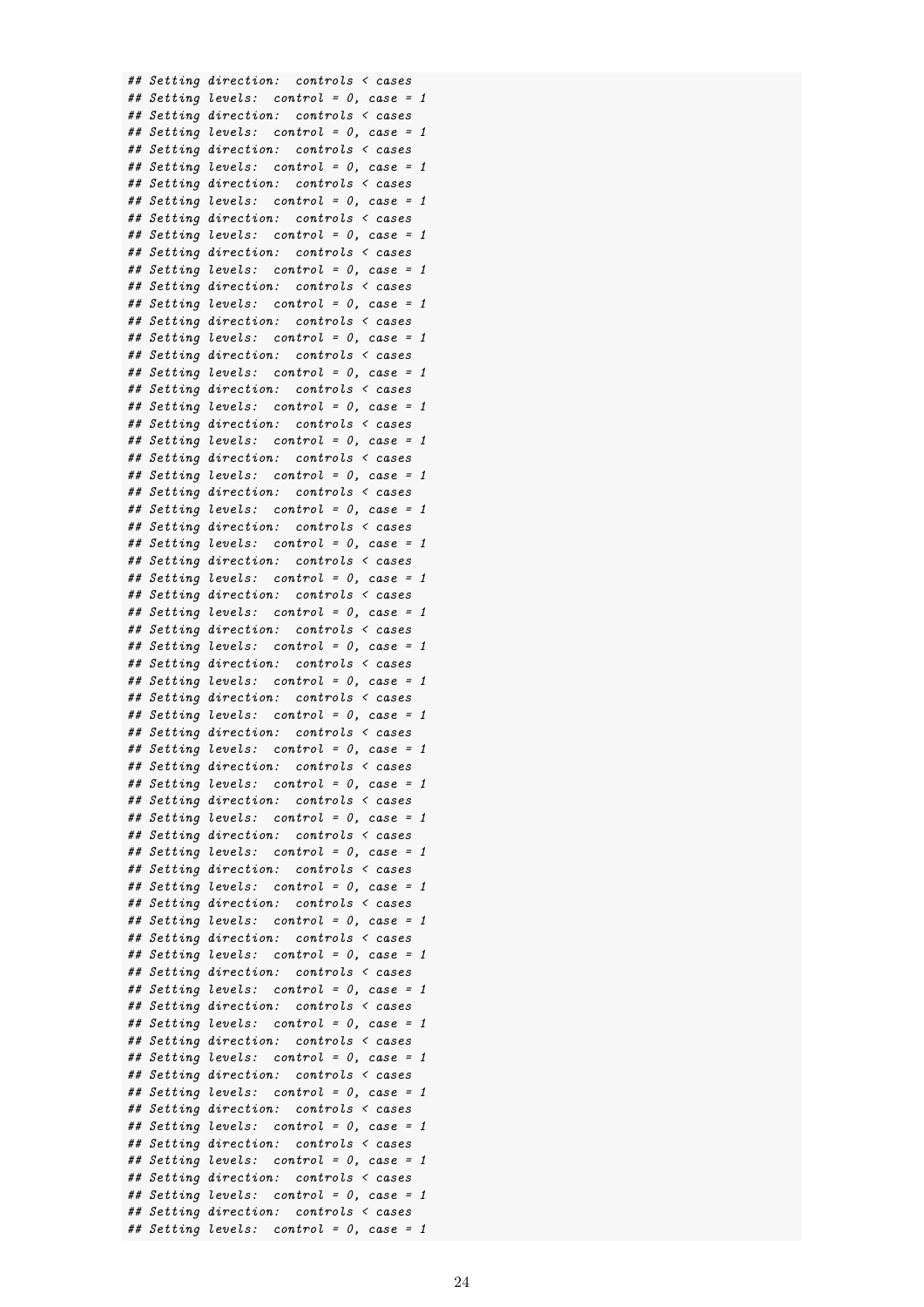```
## Setting direction:  controls < cases
## Setting levels:  control = 0, case = 1
## Setting direction:  controls < cases
## Setting levels:  control = 0, case = 1
## Setting direction:  controls < cases
## Setting levels:  control = 0, case = 1
## Setting direction:  controls < cases
## Setting levels:  control = 0, case = 1
## Setting direction:  controls < cases
## Setting levels:  control = 0, case = 1
## Setting direction:  controls < cases
## Setting levels:  control = 0, case = 1
## Setting direction:  controls < cases
## Setting levels:  control = 0, case = 1
## Setting direction:  controls < cases
## Setting levels:  control = 0, case = 1
## Setting direction:  controls < cases
## Setting levels:  control = 0, case = 1
## Setting direction:  controls < cases
## Setting levels:  control = 0, case = 1
## Setting direction:  controls < cases
## Setting levels:  control = 0, case = 1
## Setting direction:  controls < cases
## Setting levels:  control = 0, case = 1
## Setting direction:  controls < cases
## Setting levels:  control = 0, case = 1
## Setting direction:  controls < cases
## Setting levels:  control = 0, case = 1
## Setting direction:  controls < cases
## Setting levels:  control = 0, case = 1
## Setting direction:  controls < cases
## Setting levels:  control = 0, case = 1
## Setting direction:  controls < cases
## Setting levels:  control = 0, case = 1
## Setting direction:  controls < cases
## Setting levels:  control = 0, case = 1
## Setting direction:  controls < cases
## Setting levels:  control = 0, case = 1
## Setting direction:  controls < cases
## Setting levels:  control = 0, case = 1
## Setting direction:  controls < cases
## Setting levels:  control = 0, case = 1
## Setting direction:  controls < cases
## Setting levels:  control = 0, case = 1
## Setting direction:  controls < cases
## Setting levels:  control = 0, case = 1
## Setting direction:  controls < cases
## Setting levels:  control = 0, case = 1
## Setting direction:  controls < cases
## Setting levels:  control = 0, case = 1
## Setting direction:  controls < cases
## Setting levels:  control = 0, case = 1
## Setting direction:  controls < cases
## Setting levels:  control = 0, case = 1
## Setting direction:  controls < cases
## Setting levels:  control = 0, case = 1
## Setting direction:  controls < cases
## Setting levels:  control = 0, case = 1
## Setting direction:  controls < cases
## Setting levels:  control = 0, case = 1
## Setting direction:  controls < cases
## Setting levels:  control = 0, case = 1
## Setting direction:  controls < cases
## Setting levels:  control = 0, case = 1
## Setting direction:  controls < cases
## Setting levels:  control = 0, case = 1
```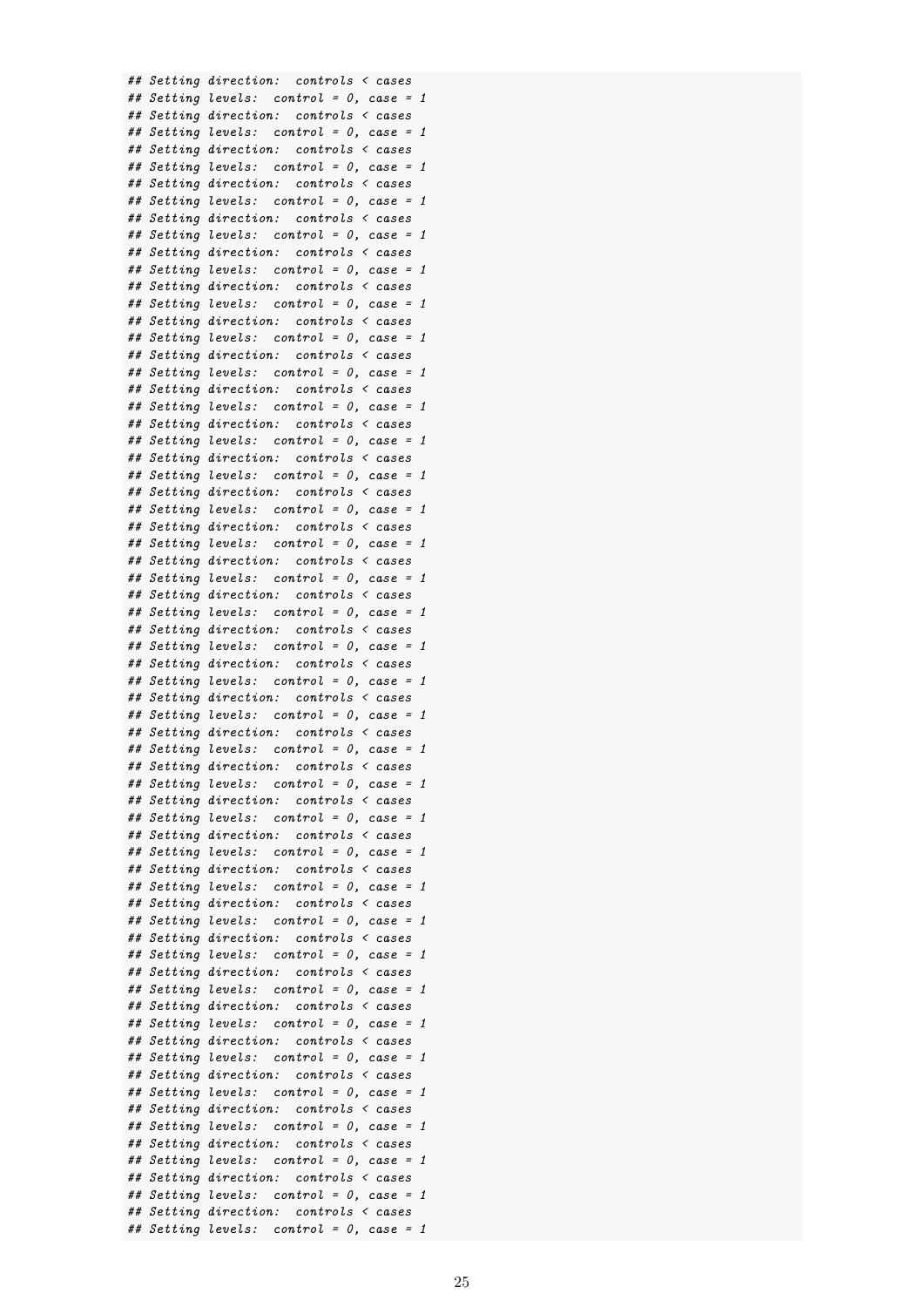```
## Setting direction:  controls < cases
## Setting levels:  control = 0, case = 1
## Setting direction:  controls < cases
## Setting levels:  control = 0, case = 1
## Setting direction:  controls < cases
## Setting levels:  control = 0, case = 1
## Setting direction:  controls < cases
## Setting levels:  control = 0, case = 1
## Setting direction:  controls < cases
## Setting levels:  control = 0, case = 1
## Setting direction:  controls < cases
## Setting levels:  control = 0, case = 1
## Setting direction:  controls < cases
## Setting levels:  control = 0, case = 1
## Setting direction:  controls < cases
## Setting levels:  control = 0, case = 1
## Setting direction:  controls < cases
## Setting levels:  control = 0, case = 1
## Setting direction:  controls < cases
## Setting levels:  control = 0, case = 1
## Setting direction:  controls < cases
## Setting levels:  control = 0, case = 1
## Setting direction:  controls < cases
## Setting levels:  control = 0, case = 1
## Setting direction:  controls < cases
## Setting levels:  control = 0, case = 1
## Setting direction:  controls < cases
## Setting levels:  control = 0, case = 1
## Setting direction:  controls < cases
## Setting levels:  control = 0, case = 1
## Setting direction:  controls < cases
## Setting levels:  control = 0, case = 1
## Setting direction:  controls < cases
## Setting levels:  control = 0, case = 1
## Setting direction:  controls < cases
## Setting levels:  control = 0, case = 1
## Setting direction:  controls < cases
## Setting levels:  control = 0, case = 1
## Setting direction:  controls < cases
## Setting levels:  control = 0, case = 1
## Setting direction:  controls < cases
## Setting levels:  control = 0, case = 1
## Setting direction:  controls < cases
## Setting levels:  control = 0, case = 1
## Setting direction:  controls < cases
## Setting levels:  control = 0, case = 1
## Setting direction:  controls < cases
## Setting levels:  control = 0, case = 1
## Setting direction:  controls < cases
## Setting levels:  control = 0, case = 1
## Setting direction:  controls < cases
## Setting levels:  control = 0, case = 1
## Setting direction:  controls < cases
## Setting levels:  control = 0, case = 1
## Setting direction:  controls < cases
## Setting levels:  control = 0, case = 1
## Setting direction:  controls < cases
## Setting levels:  control = 0, case = 1
## Setting direction:  controls < cases
## Setting levels:  control = 0, case = 1
## Setting direction:  controls < cases
## Setting levels:  control = 0, case = 1
## Setting direction:  controls < cases
## Setting levels:  control = 0, case = 1
## Setting direction:  controls < cases
## Setting levels:  control = 0, case = 1
```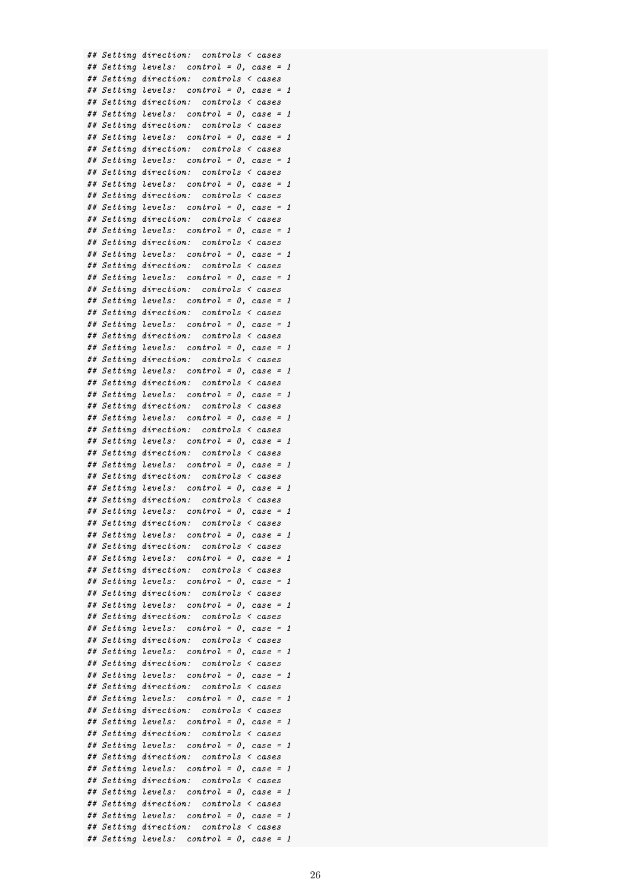```
## Setting direction:  controls < cases
## Setting levels:  control = 0, case = 1
## Setting direction:  controls < cases
## Setting levels:  control = 0, case = 1
## Setting direction:  controls < cases
## Setting levels:  control = 0, case = 1
## Setting direction:  controls < cases
## Setting levels:  control = 0, case = 1
## Setting direction:  controls < cases
## Setting levels:  control = 0, case = 1
## Setting direction:  controls < cases
## Setting levels:  control = 0, case = 1
## Setting direction:  controls < cases
## Setting levels:  control = 0, case = 1
## Setting direction:  controls < cases
## Setting levels:  control = 0, case = 1
## Setting direction:  controls < cases
## Setting levels:  control = 0, case = 1
## Setting direction:  controls < cases
## Setting levels:  control = 0, case = 1
## Setting direction:  controls < cases
## Setting levels:  control = 0, case = 1
## Setting direction:  controls < cases
## Setting levels:  control = 0, case = 1
## Setting direction:  controls < cases
## Setting levels:  control = 0, case = 1
## Setting direction:  controls < cases
## Setting levels:  control = 0, case = 1
## Setting direction:  controls < cases
## Setting levels:  control = 0, case = 1
## Setting direction:  controls < cases
## Setting levels:  control = 0, case = 1
## Setting direction:  controls < cases
## Setting levels:  control = 0, case = 1
## Setting direction:  controls < cases
## Setting levels:  control = 0, case = 1
## Setting direction:  controls < cases
## Setting levels:  control = 0, case = 1
## Setting direction:  controls < cases
## Setting levels:  control = 0, case = 1
## Setting direction:  controls < cases
## Setting levels:  control = 0, case = 1
## Setting direction:  controls < cases
## Setting levels:  control = 0, case = 1
## Setting direction:  controls < cases
## Setting levels:  control = 0, case = 1
## Setting direction:  controls < cases
## Setting levels:  control = 0, case = 1
## Setting direction:  controls < cases
## Setting levels:  control = 0, case = 1
## Setting direction:  controls < cases
## Setting levels:  control = 0, case = 1
## Setting direction:  controls < cases
## Setting levels:  control = 0, case = 1
## Setting direction:  controls < cases
## Setting levels:  control = 0, case = 1
## Setting direction:  controls < cases
## Setting levels:  control = 0, case = 1
## Setting direction:  controls < cases
## Setting levels:  control = 0, case = 1
## Setting direction:  controls < cases
## Setting levels:  control = 0, case = 1
## Setting direction:  controls < cases
## Setting levels:  control = 0, case = 1
## Setting direction:  controls < cases
## Setting levels:  control = 0, case = 1
## Setting direction:  controls < cases
## Setting levels:  control = 0, case = 1
```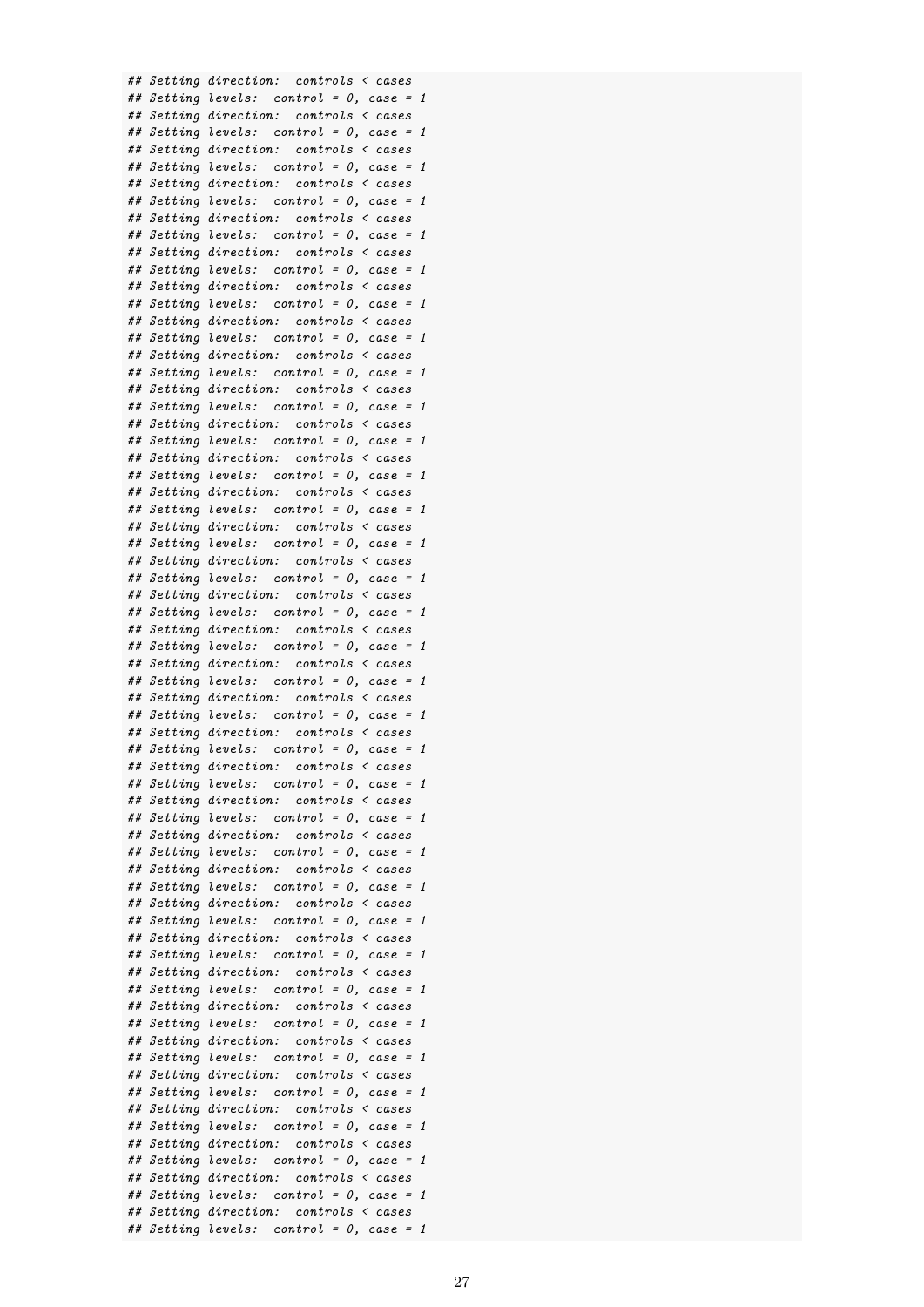```
## Setting direction:  controls < cases
## Setting levels:  control = 0, case = 1
## Setting direction:  controls < cases
## Setting levels:  control = 0, case = 1
## Setting direction:  controls < cases
## Setting levels:  control = 0, case = 1
## Setting direction:  controls < cases
## Setting levels:  control = 0, case = 1
## Setting direction:  controls < cases
## Setting levels:  control = 0, case = 1
## Setting direction:  controls < cases
## Setting levels:  control = 0, case = 1
## Setting direction:  controls < cases
## Setting levels:  control = 0, case = 1
## Setting direction:  controls < cases
## Setting levels:  control = 0, case = 1
## Setting direction:  controls < cases
## Setting levels:  control = 0, case = 1
## Setting direction:  controls < cases
## Setting levels:  control = 0, case = 1
## Setting direction:  controls < cases
## Setting levels:  control = 0, case = 1
## Setting direction:  controls < cases
## Setting levels:  control = 0, case = 1
## Setting direction:  controls < cases
## Setting levels:  control = 0, case = 1
## Setting direction:  controls < cases
## Setting levels:  control = 0, case = 1
## Setting direction:  controls < cases
## Setting levels:  control = 0, case = 1
## Setting direction:  controls < cases
## Setting levels:  control = 0, case = 1
## Setting direction:  controls < cases
## Setting levels:  control = 0, case = 1
## Setting direction:  controls < cases
## Setting levels:  control = 0, case = 1
## Setting direction:  controls < cases
## Setting levels:  control = 0, case = 1
## Setting direction:  controls < cases
## Setting levels:  control = 0, case = 1
## Setting direction:  controls < cases
## Setting levels:  control = 0, case = 1
## Setting direction:  controls < cases
## Setting levels:  control = 0, case = 1
## Setting direction:  controls < cases
## Setting levels:  control = 0, case = 1
## Setting direction:  controls < cases
## Setting levels:  control = 0, case = 1
## Setting direction:  controls < cases
## Setting levels:  control = 0, case = 1
## Setting direction:  controls < cases
## Setting levels:  control = 0, case = 1
## Setting direction:  controls < cases
## Setting levels:  control = 0, case = 1
## Setting direction:  controls < cases
## Setting levels:  control = 0, case = 1
## Setting direction:  controls < cases
## Setting levels:  control = 0, case = 1
## Setting direction:  controls < cases
## Setting levels:  control = 0, case = 1
## Setting direction:  controls < cases
## Setting levels:  control = 0, case = 1
## Setting direction:  controls < cases
## Setting levels:  control = 0, case = 1
## Setting direction:  controls < cases
## Setting levels:  control = 0, case = 1
```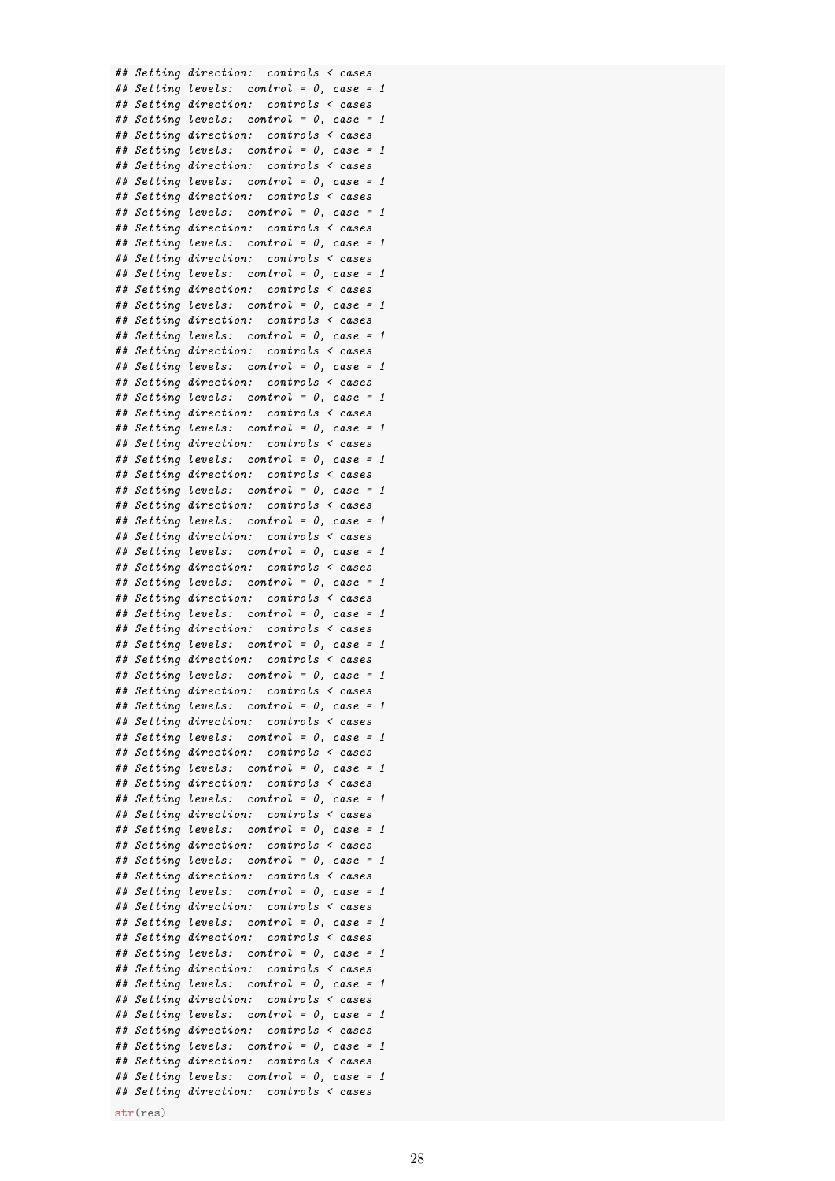```
## Setting direction:  controls < cases
## Setting levels:  control = 0, case = 1
## Setting direction:  controls < cases
## Setting levels:  control = 0, case = 1
## Setting direction:  controls < cases
## Setting levels:  control = 0, case = 1
## Setting direction:  controls < cases
## Setting levels:  control = 0, case = 1
## Setting direction:  controls < cases
## Setting levels:  control = 0, case = 1
## Setting direction:  controls < cases
## Setting levels:  control = 0, case = 1
## Setting direction:  controls < cases
## Setting levels:  control = 0, case = 1
## Setting direction:  controls < cases
## Setting levels:  control = 0, case = 1
## Setting direction:  controls < cases
## Setting levels:  control = 0, case = 1
## Setting direction:  controls < cases
## Setting levels:  control = 0, case = 1
## Setting direction:  controls < cases
## Setting levels:  control = 0, case = 1
## Setting direction:  controls < cases
## Setting levels:  control = 0, case = 1
## Setting direction:  controls < cases
## Setting levels:  control = 0, case = 1
## Setting direction:  controls < cases
## Setting levels:  control = 0, case = 1
## Setting direction:  controls < cases
## Setting levels:  control = 0, case = 1
## Setting direction:  controls < cases
## Setting levels:  control = 0, case = 1
## Setting direction:  controls < cases
## Setting levels:  control = 0, case = 1
## Setting direction:  controls < cases
## Setting levels:  control = 0, case = 1
## Setting direction:  controls < cases
## Setting levels:  control = 0, case = 1
## Setting direction:  controls < cases
## Setting levels:  control = 0, case = 1
## Setting direction:  controls < cases
## Setting levels:  control = 0, case = 1
## Setting direction:  controls < cases
## Setting levels:  control = 0, case = 1
## Setting direction:  controls < cases
## Setting levels:  control = 0, case = 1
## Setting direction:  controls < cases
## Setting levels:  control = 0, case = 1
## Setting direction:  controls < cases
## Setting levels:  control = 0, case = 1
## Setting direction:  controls < cases
## Setting levels:  control = 0, case = 1
## Setting direction:  controls < cases
## Setting levels:  control = 0, case = 1
## Setting direction:  controls < cases
## Setting levels:  control = 0, case = 1
## Setting direction:  controls < cases
## Setting levels:  control = 0, case = 1
## Setting direction:  controls < cases
## Setting levels:  control = 0, case = 1
## Setting direction:  controls < cases
## Setting levels:  control = 0, case = 1
## Setting direction:  controls < cases
## Setting levels:  control = 0, case = 1
## Setting direction:  controls < cases
str(res)
```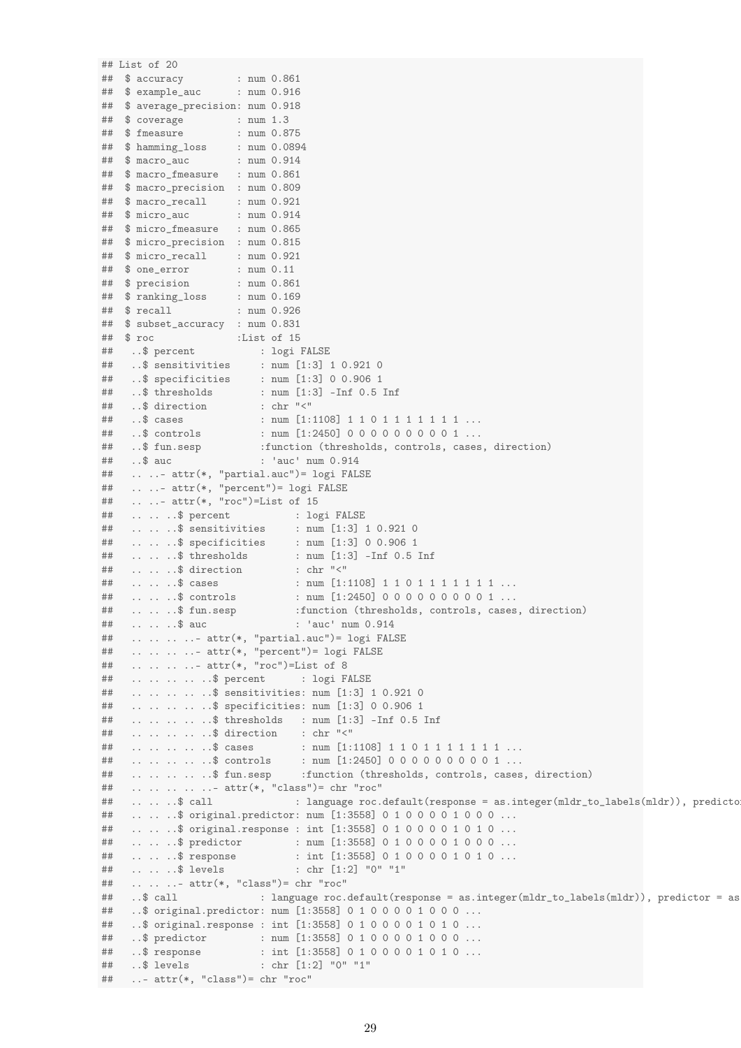```
## List of 20
##  $ accuracy         : num 0.861
##  $ example_auc      : num 0.916
##  $ average_precision: num 0.918
##  $ coverage         : num 1.3
##  $ fmeasure         : num 0.875
##  $ hamming_loss     : num 0.0894
##  $ macro_auc        : num 0.914
##  $ macro_fmeasure   : num 0.861
##  $ macro_precision  : num 0.809
##  $ macro_recall     : num 0.921
##  $ micro_auc        : num 0.914
##  $ micro_fmeasure   : num 0.865
##  $ micro_precision  : num 0.815
##  $ micro_recall     : num 0.921
##  $ one_error        : num 0.11
##  $ precision        : num 0.861
##  $ ranking_loss     : num 0.169
##  $ recall           : num 0.926
##  $ subset_accuracy  : num 0.831
##  $ roc              :List of 15
##   ..$ percent           : logi FALSE
##   ..$ sensitivities     : num [1:3] 1 0.921 0
##   ..$ specificities     : num [1:3] 0 0.906 1
##   ..$ thresholds        : num [1:3] -Inf 0.5 Inf
##   ..$ direction         : chr "<"
##   ..$ cases             : num [1:1108] 1 1 0 1 1 1 1 1 1 1 ...
##   ..$ controls          : num [1:2450] 0 0 0 0 0 0 0 0 0 1 ...
##   ..$ fun.sesp          :function (thresholds, controls, cases, direction)
##   ..$ auc               : 'auc' num 0.914
##   .. ..- attr(*, "partial.auc")= logi FALSE
##   .. ..- attr(*, "percent")= logi FALSE
##   .. ..- attr(*, "roc")=List of 15
##   .. .. ..$ percent           : logi FALSE
##   .. .. ..$ sensitivities     : num [1:3] 1 0.921 0
##   .. .. ..$ specificities     : num [1:3] 0 0.906 1
##   .. .. ..$ thresholds        : num [1:3] -Inf 0.5 Inf
##   .. .. ..$ direction         : chr "<"
##   .. .. ..$ cases             : num [1:1108] 1 1 0 1 1 1 1 1 1 1 ...
##   .. .. ..$ controls          : num [1:2450] 0 0 0 0 0 0 0 0 0 1 ...
##   .. .. ..$ fun.sesp          :function (thresholds, controls, cases, direction)
##   .. .. ..$ auc               : 'auc' num 0.914
##   .. .. .. ..- attr(*, "partial.auc")= logi FALSE
##   .. .. .. ..- attr(*, "percent")= logi FALSE
##   .. .. .. ..- attr(*, "roc")=List of 8
##   .. .. .. .. ..$ percent      : logi FALSE
##   .. .. .. .. ..$ sensitivities: num [1:3] 1 0.921 0
##   .. .. .. .. ..$ specificities: num [1:3] 0 0.906 1
##   .. .. .. .. ..$ thresholds   : num [1:3] -Inf 0.5 Inf
##   .. .. .. .. ..$ direction    : chr "<"
##   .. .. .. .. ..$ cases        : num [1:1108] 1 1 0 1 1 1 1 1 1 1 ...
##   .. .. .. .. ..$ controls     : num [1:2450] 0 0 0 0 0 0 0 0 0 1 ...
##   .. .. .. .. ..$ fun.sesp     :function (thresholds, controls, cases, direction)
##   .. .. .. .. ..- attr(*, "class")= chr "roc"
##   .. .. ..$ call              : language roc.default(response = as.integer(mldr_to_labels(mldr)), predicto
##   .. .. ..$ original.predictor: num [1:3558] 0 1 0 0 0 0 1 0 0 0 ...
##   .. .. ..$ original.response : int [1:3558] 0 1 0 0 0 0 1 0 1 0 ...
##   .. .. ..$ predictor         : num [1:3558] 0 1 0 0 0 0 1 0 0 0 ...
##   .. .. ..$ response          : int [1:3558] 0 1 0 0 0 0 1 0 1 0 ...
##   .. .. ..$ levels            : chr [1:2] "0" "1"
##   .. .. ..- attr(*, "class")= chr "roc"
##   ..$ call              : language roc.default(response = as.integer(mldr_to_labels(mldr)), predictor = as
##   ..$ original.predictor: num [1:3558] 0 1 0 0 0 0 1 0 0 0 ...
##   ..$ original.response : int [1:3558] 0 1 0 0 0 0 1 0 1 0 ...
##   ..$ predictor         : num [1:3558] 0 1 0 0 0 0 1 0 0 0 ...
##   ..$ response          : int [1:3558] 0 1 0 0 0 0 1 0 1 0 ...
##   ..$ levels            : chr [1:2] "0" "1"
##   ..- attr(*, "class")= chr "roc"
```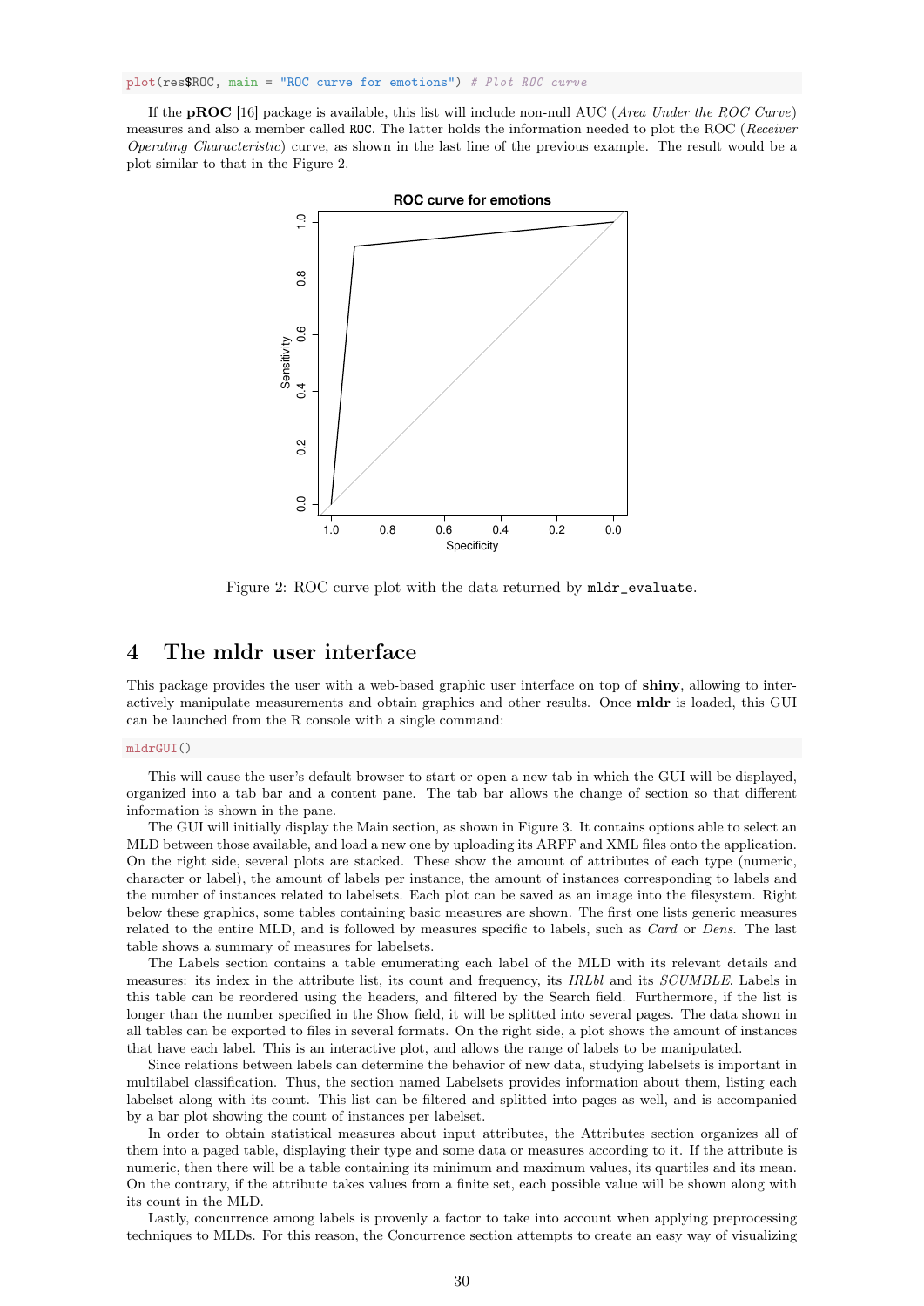```
plot(res$ROC, main = "ROC curve for emotions") # Plot ROC curve
```

If the **pROC** [16] package is available, this list will include non-null AUC (*Area Under the ROC Curve*) measures and also a member called `ROC`. The latter holds the information needed to plot the ROC (*Receiver Operating Characteristic*) curve, as shown in the last line of the previous example. The result would be a plot similar to that in the Figure 2.

Figure 2: ROC curve plot with the data returned by `mldr_evaluate`.

# 4 The mldr user interface

This package provides the user with a web-based graphic user interface on top of **shiny**, allowing to interactively manipulate measurements and obtain graphics and other results. Once **mldr** is loaded, this GUI can be launched from the R console with a single command:

```
mldrGUI()
```

This will cause the user's default browser to start or open a new tab in which the GUI will be displayed, organized into a tab bar and a content pane. The tab bar allows the change of section so that different information is shown in the pane.

The GUI will initially display the Main section, as shown in Figure 3. It contains options able to select an MLD between those available, and load a new one by uploading its ARFF and XML files onto the application. On the right side, several plots are stacked. These show the amount of attributes of each type (numeric, character or label), the amount of labels per instance, the amount of instances corresponding to labels and the number of instances related to labelsets. Each plot can be saved as an image into the filesystem. Right below these graphics, some tables containing basic measures are shown. The first one lists generic measures related to the entire MLD, and is followed by measures specific to labels, such as *Card* or *Dens*. The last table shows a summary of measures for labelsets.

The Labels section contains a table enumerating each label of the MLD with its relevant details and measures: its index in the attribute list, its count and frequency, its *IRLbl* and its *SCUMBLE*. Labels in this table can be reordered using the headers, and filtered by the Search field. Furthermore, if the list is longer than the number specified in the Show field, it will be splitted into several pages. The data shown in all tables can be exported to files in several formats. On the right side, a plot shows the amount of instances that have each label. This is an interactive plot, and allows the range of labels to be manipulated.

Since relations between labels can determine the behavior of new data, studying labelsets is important in multilabel classification. Thus, the section named Labelsets provides information about them, listing each labelset along with its count. This list can be filtered and splitted into pages as well, and is accompanied by a bar plot showing the count of instances per labelset.

In order to obtain statistical measures about input attributes, the Attributes section organizes all of them into a paged table, displaying their type and some data or measures according to it. If the attribute is numeric, then there will be a table containing its minimum and maximum values, its quartiles and its mean. On the contrary, if the attribute takes values from a finite set, each possible value will be shown along with its count in the MLD.

Lastly, concurrence among labels is provenly a factor to take into account when applying preprocessing techniques to MLDs. For this reason, the Concurrence section attempts to create an easy way of visualizing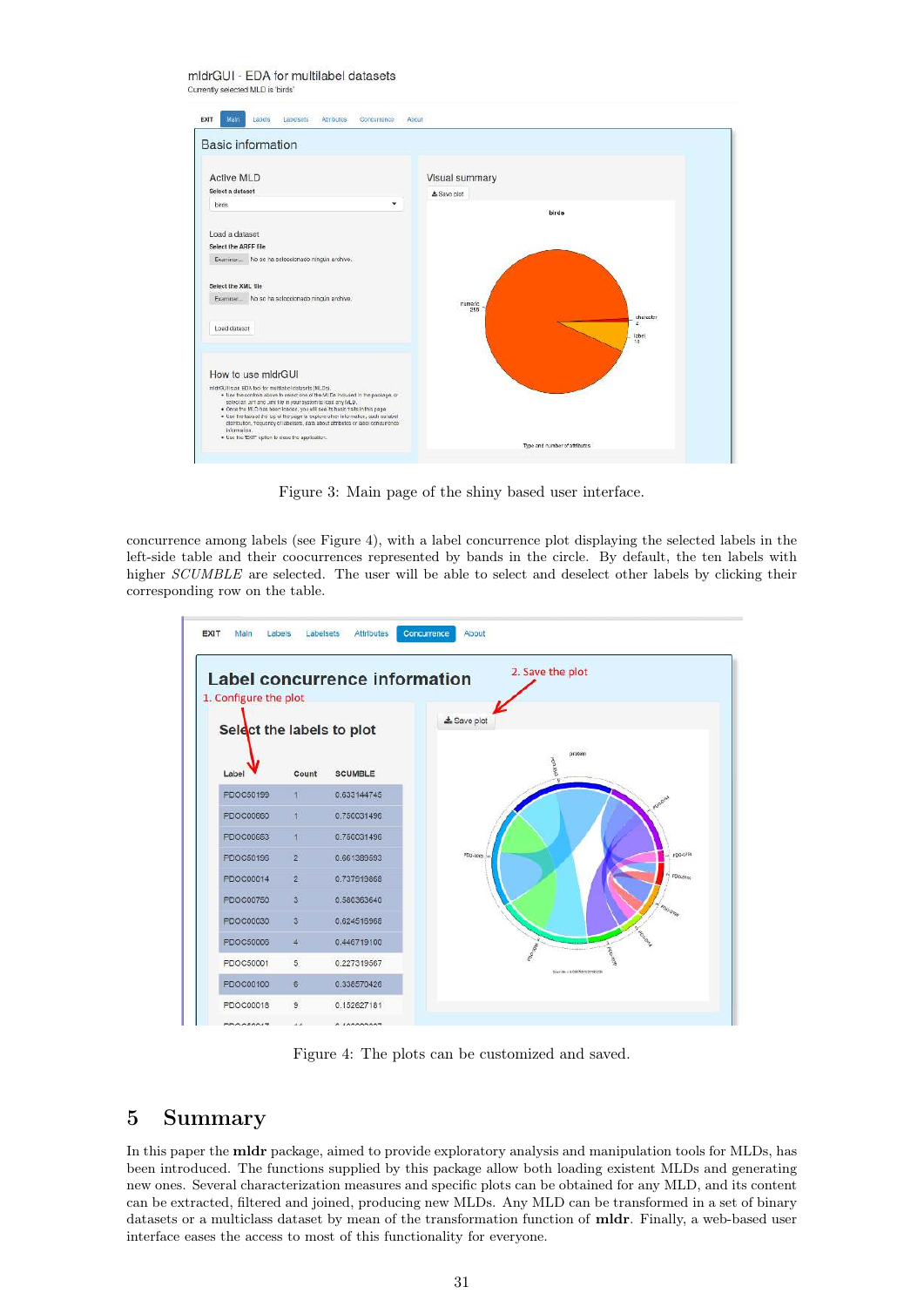Figure 3: Main page of the shiny based user interface.

concurrence among labels (see Figure 4), with a label concurrence plot displaying the selected labels in the left-side table and their coocurrences represented by bands in the circle. By default, the ten labels with higher *SCUMBLE* are selected. The user will be able to select and deselect other labels by clicking their corresponding row on the table.

Figure 4: The plots can be customized and saved.

# 5 Summary

In this paper the **mldr** package, aimed to provide exploratory analysis and manipulation tools for MLDs, has been introduced. The functions supplied by this package allow both loading existent MLDs and generating new ones. Several characterization measures and specific plots can be obtained for any MLD, and its content can be extracted, filtered and joined, producing new MLDs. Any MLD can be transformed in a set of binary datasets or a multiclass dataset by mean of the transformation function of **mldr**. Finally, a web-based user interface eases the access to most of this functionality for everyone.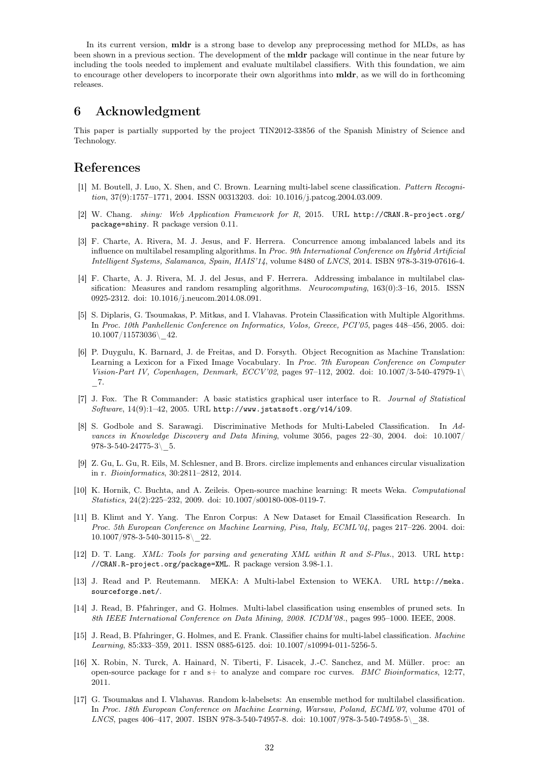In its current version, **mldr** is a strong base to develop any preprocessing method for MLDs, as has been shown in a previous section. The development of the **mldr** package will continue in the near future by including the tools needed to implement and evaluate multilabel classifiers. With this foundation, we aim to encourage other developers to incorporate their own algorithms into **mldr**, as we will do in forthcoming releases.

# 6 Acknowledgment

This paper is partially supported by the project TIN2012-33856 of the Spanish Ministry of Science and Technology.

# References

[1] M. Boutell, J. Luo, X. Shen, and C. Brown. Learning multi-label scene classification. *Pattern Recognition*, 37(9):1757–1771, 2004. ISSN 00313203. doi: 10.1016/j.patcog.2004.03.009.

[2] W. Chang. *shiny: Web Application Framework for R*, 2015. URL `http://CRAN.R-project.org/package=shiny`. R package version 0.11.

[3] F. Charte, A. Rivera, M. J. Jesus, and F. Herrera. Concurrence among imbalanced labels and its influence on multilabel resampling algorithms. In *Proc. 9th International Conference on Hybrid Artificial Intelligent Systems, Salamanca, Spain, HAIS'14*, volume 8480 of *LNCS*, 2014. ISBN 978-3-319-07616-4.

[4] F. Charte, A. J. Rivera, M. J. del Jesus, and F. Herrera. Addressing imbalance in multilabel classification: Measures and random resampling algorithms. *Neurocomputing*, 163(0):3–16, 2015. ISSN 0925-2312. doi: 10.1016/j.neucom.2014.08.091.

[5] S. Diplaris, G. Tsoumakas, P. Mitkas, and I. Vlahavas. Protein Classification with Multiple Algorithms. In *Proc. 10th Panhellenic Conference on Informatics, Volos, Greece, PCI'05*, pages 448–456, 2005. doi: 10.1007/11573036\_42.

[6] P. Duygulu, K. Barnard, J. de Freitas, and D. Forsyth. Object Recognition as Machine Translation: Learning a Lexicon for a Fixed Image Vocabulary. In *Proc. 7th European Conference on Computer Vision-Part IV, Copenhagen, Denmark, ECCV'02*, pages 97–112, 2002. doi: 10.1007/3-540-47979-1\_7.

[7] J. Fox. The R Commander: A basic statistics graphical user interface to R. *Journal of Statistical Software*, 14(9):1–42, 2005. URL `http://www.jstatsoft.org/v14/i09`.

[8] S. Godbole and S. Sarawagi. Discriminative Methods for Multi-Labeled Classification. In *Advances in Knowledge Discovery and Data Mining*, volume 3056, pages 22–30, 2004. doi: 10.1007/978-3-540-24775-3\_5.

[9] Z. Gu, L. Gu, R. Eils, M. Schlesner, and B. Brors. circlize implements and enhances circular visualization in r. *Bioinformatics*, 30:2811–2812, 2014.

[10] K. Hornik, C. Buchta, and A. Zeileis. Open-source machine learning: R meets Weka. *Computational Statistics*, 24(2):225–232, 2009. doi: 10.1007/s00180-008-0119-7.

[11] B. Klimt and Y. Yang. The Enron Corpus: A New Dataset for Email Classification Research. In *Proc. 5th European Conference on Machine Learning, Pisa, Italy, ECML'04*, pages 217–226. 2004. doi: 10.1007/978-3-540-30115-8\_22.

[12] D. T. Lang. *XML: Tools for parsing and generating XML within R and S-Plus.*, 2013. URL `http://CRAN.R-project.org/package=XML`. R package version 3.98-1.1.

[13] J. Read and P. Reutemann. MEKA: A Multi-label Extension to WEKA. URL `http://meka.sourceforge.net/`.

[14] J. Read, B. Pfahringer, and G. Holmes. Multi-label classification using ensembles of pruned sets. In *8th IEEE International Conference on Data Mining, 2008. ICDM'08.*, pages 995–1000. IEEE, 2008.

[15] J. Read, B. Pfahringer, G. Holmes, and E. Frank. Classifier chains for multi-label classification. *Machine Learning*, 85:333–359, 2011. ISSN 0885-6125. doi: 10.1007/s10994-011-5256-5.

[16] X. Robin, N. Turck, A. Hainard, N. Tiberti, F. Lisacek, J.-C. Sanchez, and M. Müller. proc: an open-source package for r and s+ to analyze and compare roc curves. *BMC Bioinformatics*, 12:77, 2011.

[17] G. Tsoumakas and I. Vlahavas. Random k-labelsets: An ensemble method for multilabel classification. In *Proc. 18th European Conference on Machine Learning, Warsaw, Poland, ECML'07*, volume 4701 of *LNCS*, pages 406–417, 2007. ISBN 978-3-540-74957-8. doi: 10.1007/978-3-540-74958-5\_38.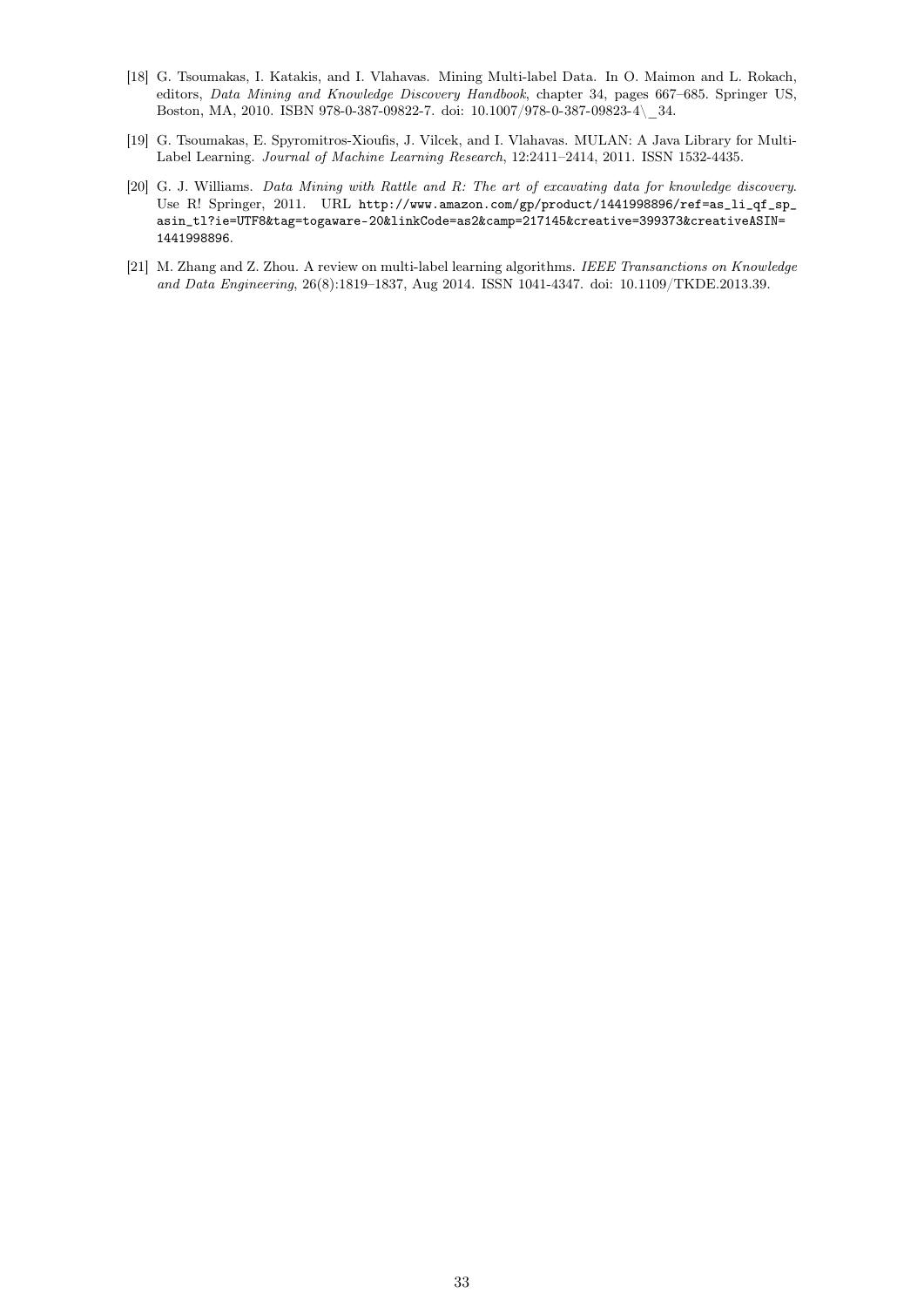[18] G. Tsoumakas, I. Katakis, and I. Vlahavas. Mining Multi-label Data. In O. Maimon and L. Rokach, editors, *Data Mining and Knowledge Discovery Handbook*, chapter 34, pages 667–685. Springer US, Boston, MA, 2010. ISBN 978-0-387-09822-7. doi: 10.1007/978-0-387-09823-4\_34.

[19] G. Tsoumakas, E. Spyromitros-Xioufis, J. Vilcek, and I. Vlahavas. MULAN: A Java Library for Multi-Label Learning. *Journal of Machine Learning Research*, 12:2411–2414, 2011. ISSN 1532-4435.

[20] G. J. Williams. *Data Mining with Rattle and R: The art of excavating data for knowledge discovery*. Use R! Springer, 2011. URL http://www.amazon.com/gp/product/1441998896/ref=as_li_qf_sp_asin_tl?ie=UTF8&tag=togaware-20&linkCode=as2&camp=217145&creative=399373&creativeASIN=1441998896.

[21] M. Zhang and Z. Zhou. A review on multi-label learning algorithms. *IEEE Transanctions on Knowledge and Data Engineering*, 26(8):1819–1837, Aug 2014. ISSN 1041-4347. doi: 10.1109/TKDE.2013.39.